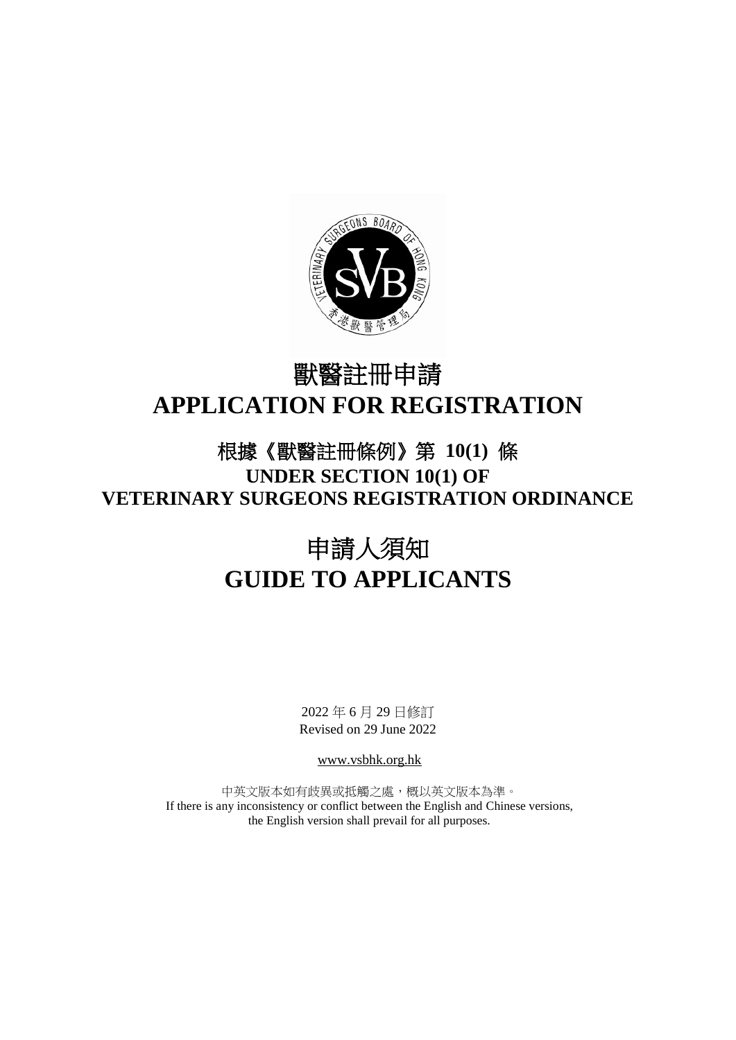# 獸醫註冊申請

# APPLICATION FOR REGISTRATION

## 根據《獸醫註冊條例》第 10(1) 條

## UNDER SECTION 10(1) OF VETERINARY SURGEONS REGISTRATION ORDINANCE

# 申請人須知

# GUIDE TO APPLICANTS

2022 年 6 月 29 日修訂

Revised on 29 June 2022

www.vsbhk.org.hk

中英文版本如有歧異或抵觸之處，概以英文版本為準。

If there is any inconsistency or conflict between the English and Chinese versions, the English version shall prevail for all purposes.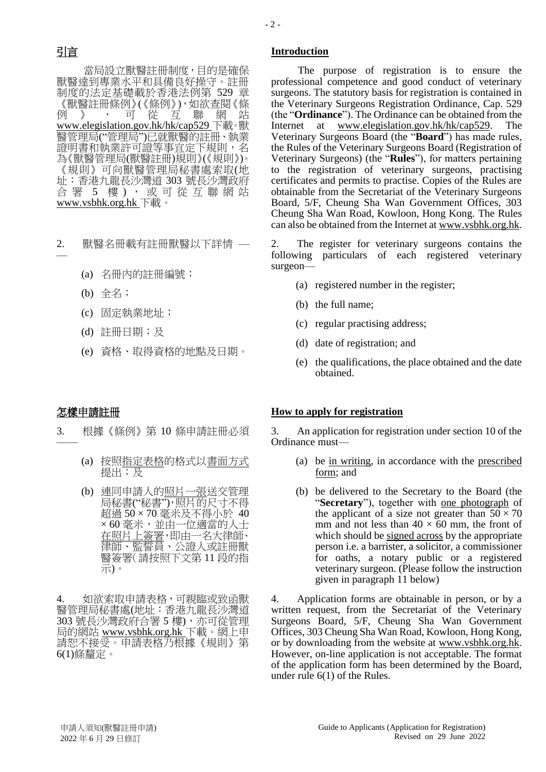## 引言

當局設立獸醫註冊制度，目的是確保獸醫達到專業水平和具備良好操守。註冊制度的法定基礎載於香港法例第 529 章《獸醫註冊條例》(《條例》)，如欲查閱《條例》，可從互聯網站 www.elegislation.gov.hk/hk/cap529 下載。獸醫管理局("管理局")已就獸醫的註冊、執業證明書和執業許可證等事宜定下規則，名為《獸醫管理局(獸醫註冊)規則》(《規則》)。《規則》可向獸醫管理局秘書處索取(地址：香港九龍長沙灣道 303 號長沙灣政府合署 5 樓)，或可從互聯網站 www.vsbhk.org.hk 下載。

2. 獸醫名冊載有註冊獸醫以下詳情 ——

(a) 名冊內的註冊編號；

(b) 全名；

(c) 固定執業地址；

(d) 註冊日期；及

(e) 資格、取得資格的地點及日期。

## 怎樣申請註冊

3. 根據《條例》第 10 條申請註冊必須 ——

(a) 按照指定表格的格式以書面方式提出；及

(b) 連同申請人的照片一張送交管理局秘書("秘書")，照片的尺寸不得超過 50 × 70 毫米及不得小於 40 × 60 毫米，並由一位適當的人士在照片上簽署，即由一名大律師、律師、監誓員、公證人或註冊獸醫簽署(請按照下文第 11 段的指示)。

4. 如欲索取申請表格，可親臨或致函獸醫管理局秘書處(地址：香港九龍長沙灣道 303 號長沙灣政府合署 5 樓)，亦可從管理局的網站 www.vsbhk.org.hk 下載。網上申請恕不接受。申請表格乃根據《規則》第 6(1)條釐定。

## Introduction

The purpose of registration is to ensure the professional competence and good conduct of veterinary surgeons. The statutory basis for registration is contained in the Veterinary Surgeons Registration Ordinance, Cap. 529 (the "**Ordinance**"). The Ordinance can be obtained from the Internet at www.elegislation.gov.hk/hk/cap529. The Veterinary Surgeons Board (the "**Board**") has made rules, the Rules of the Veterinary Surgeons Board (Registration of Veterinary Surgeons) (the "**Rules**"), for matters pertaining to the registration of veterinary surgeons, practising certificates and permits to practise. Copies of the Rules are obtainable from the Secretariat of the Veterinary Surgeons Board, 5/F, Cheung Sha Wan Government Offices, 303 Cheung Sha Wan Road, Kowloon, Hong Kong. The Rules can also be obtained from the Internet at www.vsbhk.org.hk.

2. The register for veterinary surgeons contains the following particulars of each registered veterinary surgeon—

(a) registered number in the register;

(b) the full name;

(c) regular practising address;

(d) date of registration; and

(e) the qualifications, the place obtained and the date obtained.

## How to apply for registration

3. An application for registration under section 10 of the Ordinance must—

(a) be in writing, in accordance with the prescribed form; and

(b) be delivered to the Secretary to the Board (the "**Secretary**"), together with one photograph of the applicant of a size not greater than 50 × 70 mm and not less than 40 × 60 mm, the front of which should be signed across by the appropriate person i.e. a barrister, a solicitor, a commissioner for oaths, a notary public or a registered veterinary surgeon. (Please follow the instruction given in paragraph 11 below)

4. Application forms are obtainable in person, or by a written request, from the Secretariat of the Veterinary Surgeons Board, 5/F, Cheung Sha Wan Government Offices, 303 Cheung Sha Wan Road, Kowloon, Hong Kong, or by downloading from the website at www.vsbhk.org.hk. However, on-line application is not acceptable. The format of the application form has been determined by the Board, under rule 6(1) of the Rules.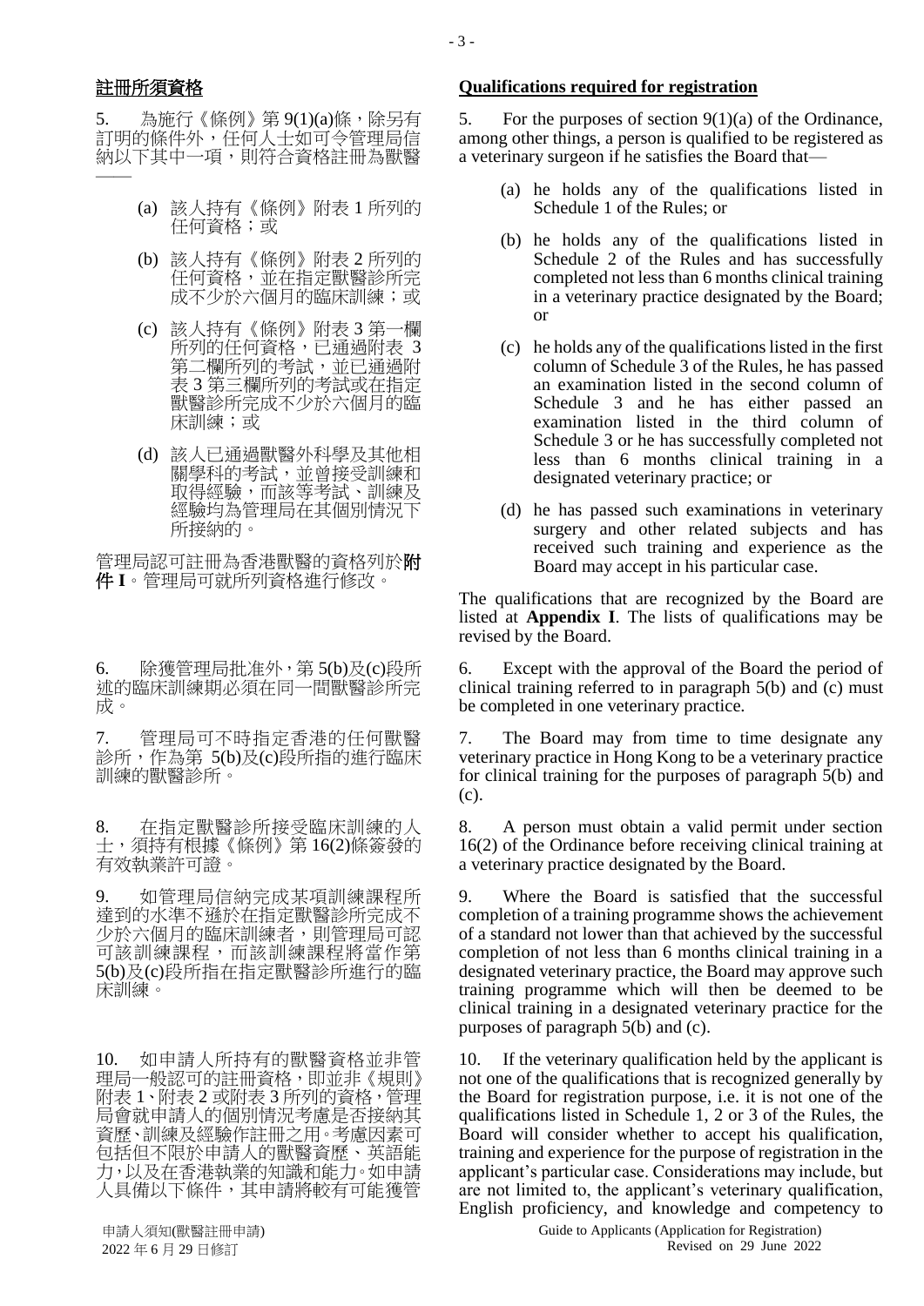## 註冊所須資格

5. 為施行《條例》第 9(1)(a)條，除另有訂明的條件外，任何人士如可令管理局信納以下其中一項，則符合資格註冊為獸醫——

(a) 該人持有《條例》附表 1 所列的任何資格；或

(b) 該人持有《條例》附表 2 所列的任何資格，並在指定獸醫診所完成不少於六個月的臨床訓練；或

(c) 該人持有《條例》附表 3 第一欄所列的任何資格，已通過附表 3 第二欄所列的考試，並已通過附表 3 第三欄所列的考試或在指定獸醫診所完成不少於六個月的臨床訓練；或

(d) 該人已通過獸醫外科學及其他相關學科的考試，並曾接受訓練和取得經驗，而該等考試、訓練及經驗均為管理局在其個別情況下所接納的。

管理局認可註冊為香港獸醫的資格列於**附件 I**。管理局可就所列資格進行修改。

6. 除獲管理局批准外，第 5(b)及(c)段所述的臨床訓練期必須在同一間獸醫診所完成。

7. 管理局可不時指定香港的任何獸醫診所，作為第 5(b)及(c)段所指的進行臨床訓練的獸醫診所。

8. 在指定獸醫診所接受臨床訓練的人士，須持有根據《條例》第 16(2)條簽發的有效執業許可證。

9. 如管理局信納完成某項訓練課程所達到的水準不遜於在指定獸醫診所完成不少於六個月的臨床訓練，則管理局可認可該訓練課程，而該訓練課程將當作第 5(b)及(c)段所指在指定獸醫診所進行的臨床訓練。

10. 如申請人所持有的獸醫資格並非管理局一般認可的註冊資格，即並非《規則》附表 1、附表 2 或附表 3 所列的資格，管理局會就申請人的個別情況考慮是否接納其資歷、訓練及經驗作註冊之用。考慮因素可包括但不限於申請人的獸醫資歷、英語能力，以及在香港執業的知識和能力。如申請人具備以下條件，其申請將較有可能獲管

## Qualifications required for registration

5. For the purposes of section 9(1)(a) of the Ordinance, among other things, a person is qualified to be registered as a veterinary surgeon if he satisfies the Board that—

(a) he holds any of the qualifications listed in Schedule 1 of the Rules; or

(b) he holds any of the qualifications listed in Schedule 2 of the Rules and has successfully completed not less than 6 months clinical training in a veterinary practice designated by the Board; or

(c) he holds any of the qualifications listed in the first column of Schedule 3 of the Rules, he has passed an examination listed in the second column of Schedule 3 and he has either passed an examination listed in the third column of Schedule 3 or he has successfully completed not less than 6 months clinical training in a designated veterinary practice; or

(d) he has passed such examinations in veterinary surgery and other related subjects and has received such training and experience as the Board may accept in his particular case.

The qualifications that are recognized by the Board are listed at **Appendix I**. The lists of qualifications may be revised by the Board.

6. Except with the approval of the Board the period of clinical training referred to in paragraph 5(b) and (c) must be completed in one veterinary practice.

7. The Board may from time to time designate any veterinary practice in Hong Kong to be a veterinary practice for clinical training for the purposes of paragraph 5(b) and (c).

8. A person must obtain a valid permit under section 16(2) of the Ordinance before receiving clinical training at a veterinary practice designated by the Board.

9. Where the Board is satisfied that the successful completion of a training programme shows the achievement of a standard not lower than that achieved by the successful completion of not less than 6 months clinical training in a designated veterinary practice, the Board may approve such training programme which will then be deemed to be clinical training in a designated veterinary practice for the purposes of paragraph 5(b) and (c).

10. If the veterinary qualification held by the applicant is not one of the qualifications that is recognized generally by the Board for registration purpose, i.e. it is not one of the qualifications listed in Schedule 1, 2 or 3 of the Rules, the Board will consider whether to accept his qualification, training and experience for the purpose of registration in the applicant's particular case. Considerations may include, but are not limited to, the applicant's veterinary qualification, English proficiency, and knowledge and competency to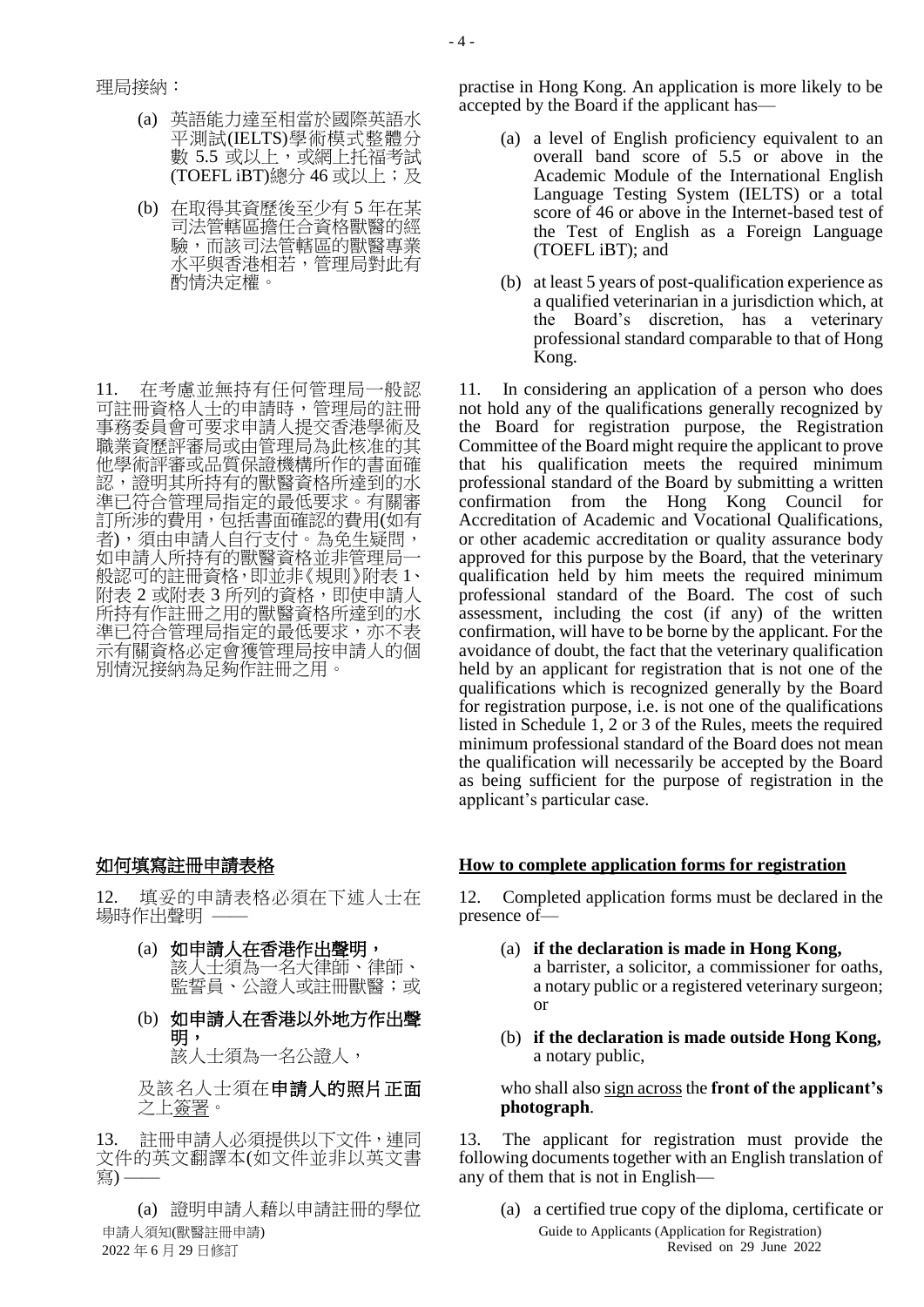理局接納：

(a) 英語能力達至相當於國際英語水平測試(IELTS)學術模式整體分數 5.5 或以上，或網上托福考試(TOEFL iBT)總分 46 或以上；及

(b) 在取得其資歷後至少有 5 年在某司法管轄區擔任合資格獸醫的經驗，而該司法管轄區的獸醫專業水平與香港相若，管理局對此有酌情決定權。

11. 在考慮並無持有任何管理局一般認可註冊資格人士的申請時，管理局的註冊事務委員會可要求申請人提交香港學術及職業資歷評審局或由管理局為此核准的其他學術評審或品質保證機構所作的書面確認，證明其所持有的獸醫資格所達到的水準已符合管理局指定的最低要求。有關審訂所涉的費用，包括書面確認的費用(如有者)，須由申請人自行支付。為免生疑問，如申請人所持有的獸醫資格並非管理局一般認可的註冊資格，即並非《規則》附表 1、附表 2 或附表 3 所列的資格，即使申請人所持有作註冊之用的獸醫資格所達到的水準已符合管理局指定的最低要求，亦不表示有關資格必定會獲管理局按申請人的個別情況接納為足夠作註冊之用。

practise in Hong Kong. An application is more likely to be accepted by the Board if the applicant has—

(a) a level of English proficiency equivalent to an overall band score of 5.5 or above in the Academic Module of the International English Language Testing System (IELTS) or a total score of 46 or above in the Internet-based test of the Test of English as a Foreign Language (TOEFL iBT); and

(b) at least 5 years of post-qualification experience as a qualified veterinarian in a jurisdiction which, at the Board's discretion, has a veterinary professional standard comparable to that of Hong Kong.

11. In considering an application of a person who does not hold any of the qualifications generally recognized by the Board for registration purpose, the Registration Committee of the Board might require the applicant to prove that his qualification meets the required minimum professional standard of the Board by submitting a written confirmation from the Hong Kong Council for Accreditation of Academic and Vocational Qualifications, or other academic accreditation or quality assurance body approved for this purpose by the Board, that the veterinary qualification held by him meets the required minimum professional standard of the Board. The cost of such assessment, including the cost (if any) of the written confirmation, will have to be borne by the applicant. For the avoidance of doubt, the fact that the veterinary qualification held by an applicant for registration that is not one of the qualifications which is recognized generally by the Board for registration purpose, i.e. is not one of the qualifications listed in Schedule 1, 2 or 3 of the Rules, meets the required minimum professional standard of the Board does not mean the qualification will necessarily be accepted by the Board as being sufficient for the purpose of registration in the applicant's particular case.

## 如何填寫註冊申請表格

12. 填妥的申請表格必須在下述人士在場時作出聲明 ——

(a) **如申請人在香港作出聲明，**
該人士須為一名大律師、律師、監誓員、公證人或註冊獸醫；或

(b) **如申請人在香港以外地方作出聲明，**
該人士須為一名公證人，

及該名人士須在**申請人的照片正面**之上簽署。

13. 註冊申請人必須提供以下文件，連同文件的英文翻譯本(如文件並非以英文書寫) ——

(a) 證明申請人藉以申請註冊的學位

## How to complete application forms for registration

12. Completed application forms must be declared in the presence of—

(a) **if the declaration is made in Hong Kong,**
a barrister, a solicitor, a commissioner for oaths, a notary public or a registered veterinary surgeon; or

(b) **if the declaration is made outside Hong Kong,**
a notary public,

who shall also sign across the **front of the applicant's photograph**.

13. The applicant for registration must provide the following documents together with an English translation of any of them that is not in English—

(a) a certified true copy of the diploma, certificate or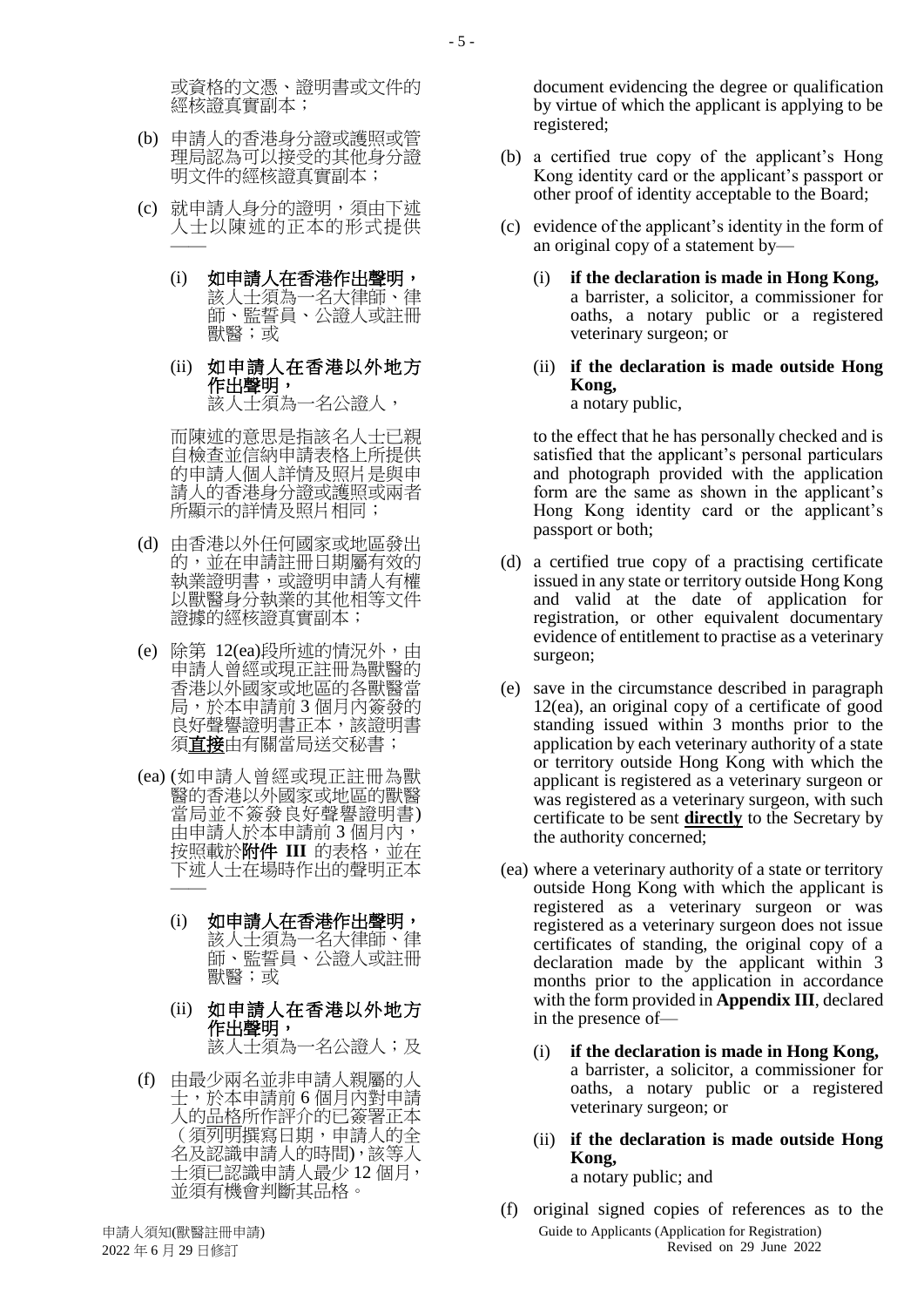或資格的文憑、證明書或文件的經核證真實副本；

(b) 申請人的香港身分證或護照或管理局認為可以接受的其他身分證明文件的經核證真實副本；

(c) 就申請人身分的證明，須由下述人士以陳述的正本的形式提供——

 (i) **如申請人在香港作出聲明，**該人士須為一名大律師、律師、監誓員、公證人或註冊獸醫；或

 (ii) **如申請人在香港以外地方作出聲明，**
 該人士須為一名公證人，

 而陳述的意思是指該名人士已親自檢查並信納申請表格上所提供的申請人個人詳情及照片是與申請人的香港身分證或護照或兩者所顯示的詳情及照片相同；

(d) 由香港以外任何國家或地區發出的，並在申請註冊日期屬有效的執業證明書，或證明申請人有權以獸醫身分執業的其他相等文件證據的經核證真實副本；

(e) 除第 12(ea)段所述的情況外，由申請人曾經或現正註冊為獸醫的香港以外國家或地區的各獸醫當局，於本申請前 3 個月內簽發的良好聲譽證明書正本，該證明書須**直接**由有關當局送交秘書；

(ea) (如申請人曾經或現正註冊為獸醫的香港以外國家或地區的獸醫當局並不簽發良好聲譽證明書)由申請人於本申請前 3 個月內，按照載於**附件 III** 的表格，並在下述人士在場時作出的聲明正本——

 (i) **如申請人在香港作出聲明，**該人士須為一名大律師、律師、監誓員、公證人或註冊獸醫；或

 (ii) **如申請人在香港以外地方作出聲明，**
 該人士須為一名公證人；及

(f) 由最少兩名並非申請人親屬的人士，於本申請前 6 個月內對申請人的品格所作評介的已簽署正本（須列明撰寫日期，申請人的全名及認識申請人的時間)，該等人士須已認識申請人最少 12 個月，並須有機會判斷其品格。

document evidencing the degree or qualification by virtue of which the applicant is applying to be registered;

(b) a certified true copy of the applicant's Hong Kong identity card or the applicant's passport or other proof of identity acceptable to the Board;

(c) evidence of the applicant's identity in the form of an original copy of a statement by—

 (i) **if the declaration is made in Hong Kong,** a barrister, a solicitor, a commissioner for oaths, a notary public or a registered veterinary surgeon; or

 (ii) **if the declaration is made outside Hong Kong,**
 a notary public,

 to the effect that he has personally checked and is satisfied that the applicant's personal particulars and photograph provided with the application form are the same as shown in the applicant's Hong Kong identity card or the applicant's passport or both;

(d) a certified true copy of a practising certificate issued in any state or territory outside Hong Kong and valid at the date of application for registration, or other equivalent documentary evidence of entitlement to practise as a veterinary surgeon;

(e) save in the circumstance described in paragraph 12(ea), an original copy of a certificate of good standing issued within 3 months prior to the application by each veterinary authority of a state or territory outside Hong Kong with which the applicant is registered as a veterinary surgeon or was registered as a veterinary surgeon, with such certificate to be sent **directly** to the Secretary by the authority concerned;

(ea) where a veterinary authority of a state or territory outside Hong Kong with which the applicant is registered as a veterinary surgeon or was registered as a veterinary surgeon does not issue certificates of standing, the original copy of a declaration made by the applicant within 3 months prior to the application in accordance with the form provided in **Appendix III**, declared in the presence of—

 (i) **if the declaration is made in Hong Kong,** a barrister, a solicitor, a commissioner for oaths, a notary public or a registered veterinary surgeon; or

 (ii) **if the declaration is made outside Hong Kong,**
 a notary public; and

(f) original signed copies of references as to the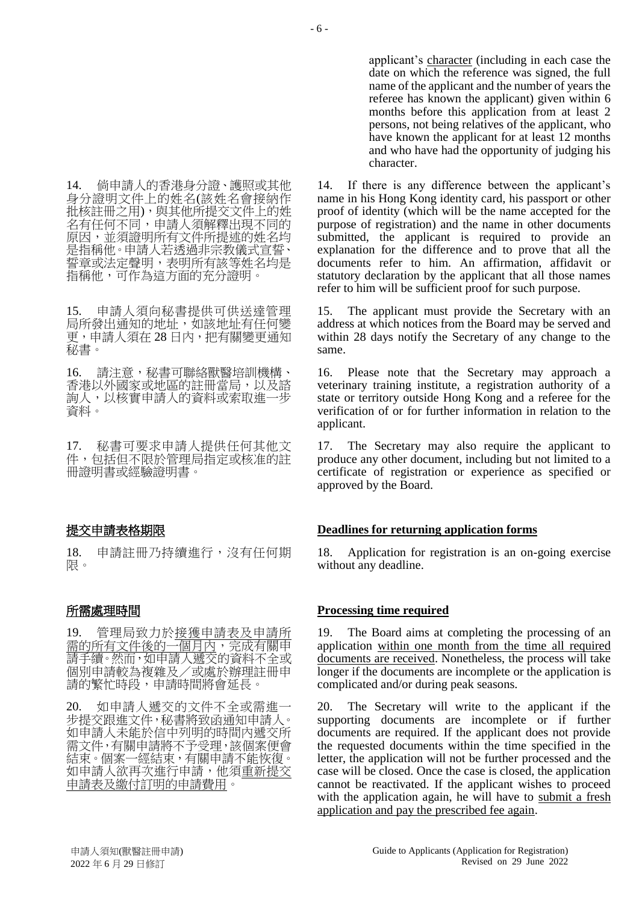applicant's <u>character</u> (including in each case the date on which the reference was signed, the full name of the applicant and the number of years the referee has known the applicant) given within 6 months before this application from at least 2 persons, not being relatives of the applicant, who have known the applicant for at least 12 months and who have had the opportunity of judging his character.

14. 倘申請人的香港身分證、護照或其他身分證明文件上的姓名(該姓名會接納作批核註冊之用)，與其他所提交文件上的姓名有任何不同，申請人須解釋出現不同的原因，並須證明所有文件所提述的姓名均是指稱他。申請人若透過非宗教儀式宣誓、誓章或法定聲明，表明所有該等姓名均是指稱他，可作為這方面的充分證明。

14. If there is any difference between the applicant's name in his Hong Kong identity card, his passport or other proof of identity (which will be the name accepted for the purpose of registration) and the name in other documents submitted, the applicant is required to provide an explanation for the difference and to prove that all the documents refer to him. An affirmation, affidavit or statutory declaration by the applicant that all those names refer to him will be sufficient proof for such purpose.

15. 申請人須向秘書提供可供送達管理局所發出通知的地址，如該地址有任何變更，申請人須在 28 日內，把有關變更通知秘書。

15. The applicant must provide the Secretary with an address at which notices from the Board may be served and within 28 days notify the Secretary of any change to the same.

16. 請注意，秘書可聯絡獸醫培訓機構、香港以外國家或地區的註冊當局，以及諮詢人，以核實申請人的資料或索取進一步資料。

16. Please note that the Secretary may approach a veterinary training institute, a registration authority of a state or territory outside Hong Kong and a referee for the verification of or for further information in relation to the applicant.

17. 秘書可要求申請人提供任何其他文件，包括但不限於管理局指定或核准的註冊證明書或經驗證明書。

17. The Secretary may also require the applicant to produce any other document, including but not limited to a certificate of registration or experience as specified or approved by the Board.

## <u>提交申請表格期限</u>

## **Deadlines for returning application forms**

18. 申請註冊乃持續進行，沒有任何期限。

18. Application for registration is an on-going exercise without any deadline.

## <u>所需處理時間</u>

## **Processing time required**

19. 管理局致力於<u>接獲申請表及申請所需的所有文件後的一個月內</u>，完成有關申請手續。然而，如申請人遞交的資料不全或個別申請較為複雜及／或處於辦理註冊申請的繁忙時段，申請時間將會延長。

19. The Board aims at completing the processing of an application <u>within one month from the time all required documents are received</u>. Nonetheless, the process will take longer if the documents are incomplete or the application is complicated and/or during peak seasons.

20. 如申請人遞交的文件不全或需進一步提交跟進文件，秘書將致函通知申請人。如申請人未能於信中列明的時間內遞交所需文件，有關申請將不予受理，該個案便會結束。個案一經結束，有關申請不能恢復。如申請人欲再次進行申請，他須<u>重新提交申請表及繳付訂明的申請費用</u>。

20. The Secretary will write to the applicant if the supporting documents are incomplete or if further documents are required. If the applicant does not provide the requested documents within the time specified in the letter, the application will not be further processed and the case will be closed. Once the case is closed, the application cannot be reactivated. If the applicant wishes to proceed with the application again, he will have to <u>submit a fresh application and pay the prescribed fee again</u>.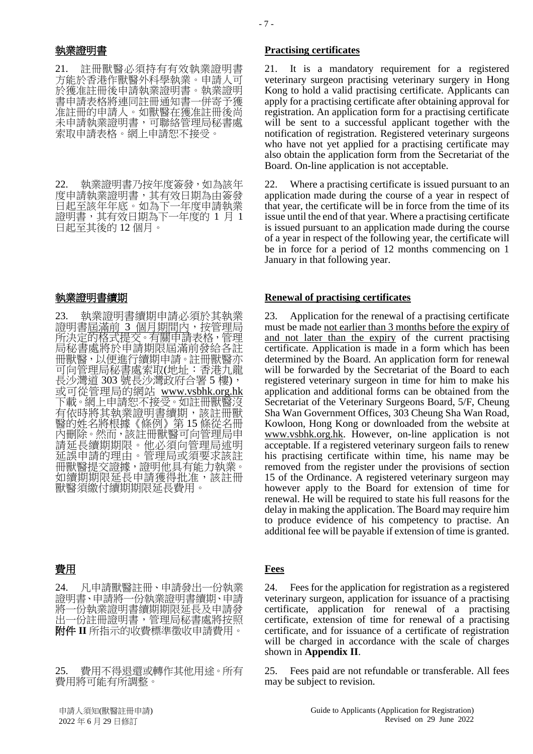## 執業證明書

21. 註冊獸醫必須持有有效執業證明書方能於香港作獸醫外科學執業。申請人可於獲准註冊後申請執業證明書。執業證明書申請表格將連同註冊通知書一併寄予獲准註冊的申請人。如獸醫在獲准註冊後尚未申請執業證明書，可聯絡管理局秘書處索取申請表格。網上申請恕不接受。

22. 執業證明書乃按年度簽發，如為該年度申請執業證明書，其有效日期為由簽發日起至該年年底。如為下一年度申請執業證明書，其有效日期為下一年度的 1 月 1 日起至其後的 12 個月。

## 執業證明書續期

23. 執業證明書續期申請必須於其執業證明書屆滿前 3 個月期間內，按管理局所決定的格式提交。有關申請表格，管理局秘書處將於申請期限屆滿前發給各註冊獸醫，以便進行續期申請。註冊獸醫亦可向管理局秘書處索取(地址：香港九龍長沙灣道 303 號長沙灣政府合署 5 樓)，或可從管理局的網站 www.vsbhk.org.hk 下載。網上申請恕不接受。如註冊獸醫沒有依時將其執業證明書續期，該註冊獸醫的姓名將根據《條例》第 15 條從名冊內刪除。然而，該註冊獸醫可向管理局申請延長續期期限。他必須向管理局述明延誤申請的理由。管理局或須要求該註冊獸醫提交證據，證明他具有能力執業。如續期期限延長申請獲得批准，該註冊獸醫須繳付續期期限延長費用。

## 費用

24. 凡申請獸醫註冊、申請發出一份執業證明書、申請將一份執業證明書續期、申請將一份執業證明書續期期限延長及申請發出一份註冊證明書，管理局秘書處將按照**附件 II** 所指示的收費標準徵收申請費用。

25. 費用不得退還或轉作其他用途。所有費用將可能有所調整。

## Practising certificates

21. It is a mandatory requirement for a registered veterinary surgeon practising veterinary surgery in Hong Kong to hold a valid practising certificate. Applicants can apply for a practising certificate after obtaining approval for registration. An application form for a practising certificate will be sent to a successful applicant together with the notification of registration. Registered veterinary surgeons who have not yet applied for a practising certificate may also obtain the application form from the Secretariat of the Board. On-line application is not acceptable.

22. Where a practising certificate is issued pursuant to an application made during the course of a year in respect of that year, the certificate will be in force from the time of its issue until the end of that year. Where a practising certificate is issued pursuant to an application made during the course of a year in respect of the following year, the certificate will be in force for a period of 12 months commencing on 1 January in that following year.

## Renewal of practising certificates

23. Application for the renewal of a practising certificate must be made <u>not earlier than 3 months before the expiry of and not later than the expiry</u> of the current practising certificate. Application is made in a form which has been determined by the Board. An application form for renewal will be forwarded by the Secretariat of the Board to each registered veterinary surgeon in time for him to make his application and additional forms can be obtained from the Secretariat of the Veterinary Surgeons Board, 5/F, Cheung Sha Wan Government Offices, 303 Cheung Sha Wan Road, Kowloon, Hong Kong or downloaded from the website at www.vsbhk.org.hk. However, on-line application is not acceptable. If a registered veterinary surgeon fails to renew his practising certificate within time, his name may be removed from the register under the provisions of section 15 of the Ordinance. A registered veterinary surgeon may however apply to the Board for extension of time for renewal. He will be required to state his full reasons for the delay in making the application. The Board may require him to produce evidence of his competency to practise. An additional fee will be payable if extension of time is granted.

## Fees

24. Fees for the application for registration as a registered veterinary surgeon, application for issuance of a practising certificate, application for renewal of a practising certificate, extension of time for renewal of a practising certificate, and for issuance of a certificate of registration will be charged in accordance with the scale of charges shown in **Appendix II**.

25. Fees paid are not refundable or transferable. All fees may be subject to revision.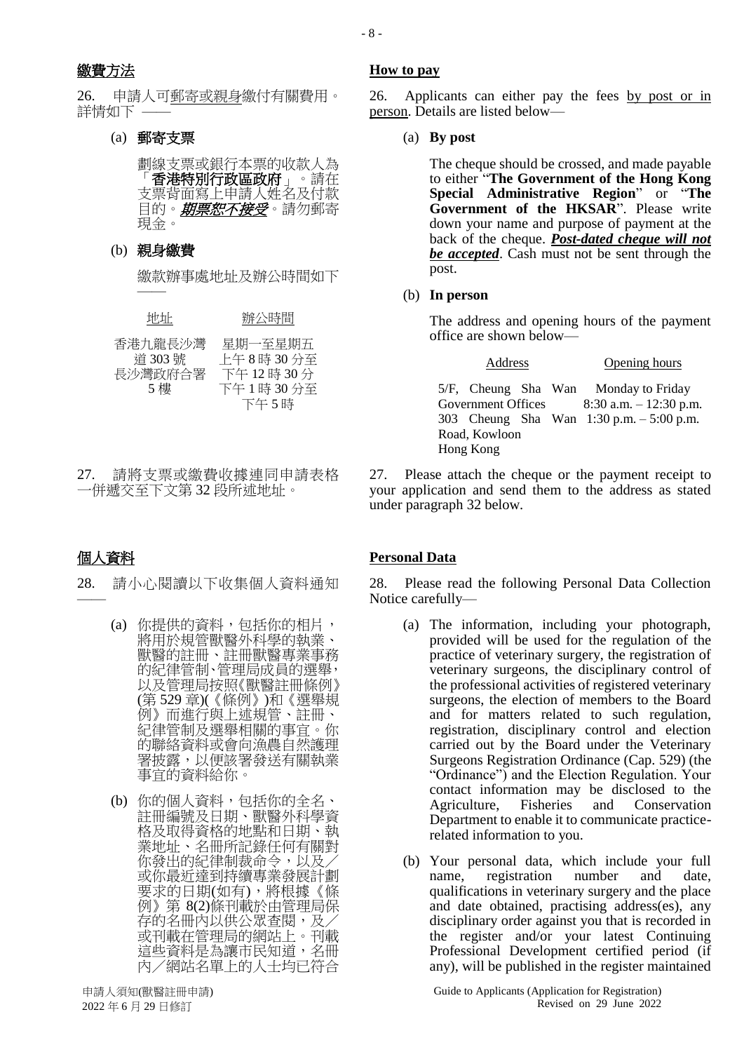## 繳費方法

26. 申請人可郵寄或親身繳付有關費用。詳情如下 ——

(a) **郵寄支票**

劃線支票或銀行本票的收款人為「**香港特別行政區政府**」。請在支票背面寫上申請人姓名及付款目的。***期票恕不接受***。請勿郵寄現金。

(b) **親身繳費**

繳款辦事處地址及辦公時間如下 ——

| 地址 | 辦公時間 |
|---|---|
| 香港九龍長沙灣道 303 號長沙灣政府合署 5 樓 | 星期一至星期五 上午 8 時 30 分至下午 12 時 30 分 下午 1 時 30 分至下午 5 時 |

27. 請將支票或繳費收據連同申請表格一併遞交至下文第 32 段所述地址。

## 個人資料

28. 請小心閱讀以下收集個人資料通知 ——

(a) 你提供的資料，包括你的相片，將用於規管獸醫外科學的執業、獸醫的註冊、註冊獸醫專業事務的紀律管制、管理局成員的選舉，以及管理局按照《獸醫註冊條例》(第 529 章)(《條例》)和《選舉規例》而進行與上述規管、註冊、紀律管制及選舉相關的事宜。你的聯絡資料或會向漁農自然護理署披露，以便該署發送有關執業事宜的資料給你。

(b) 你的個人資料，包括你的全名、註冊編號及日期、獸醫外科學資格及取得資格的地點和日期、執業地址、名冊所記錄任何有關對你發出的紀律制裁命令，以及／或你最近達到持續專業發展計劃要求的日期(如有)，將根據《條例》第 8(2)條刊載於由管理局保存的名冊內以供公眾查閱，及／或刊載在管理局的網站上。刊載這些資料是為讓市民知道，名冊內／網站名單上的人士均已符合

## How to pay

26. Applicants can either pay the fees by post or in person. Details are listed below—

(a) **By post**

The cheque should be crossed, and made payable to either "**The Government of the Hong Kong Special Administrative Region**" or "**The Government of the HKSAR**". Please write down your name and purpose of payment at the back of the cheque. ***Post-dated cheque will not be accepted***. Cash must not be sent through the post.

(b) **In person**

The address and opening hours of the payment office are shown below—

| Address | Opening hours |
|---|---|
| 5/F, Cheung Sha Wan Government Offices 303 Cheung Sha Wan Road, Kowloon Hong Kong | Monday to Friday 8:30 a.m. – 12:30 p.m. 1:30 p.m. – 5:00 p.m. |

27. Please attach the cheque or the payment receipt to your application and send them to the address as stated under paragraph 32 below.

## Personal Data

28. Please read the following Personal Data Collection Notice carefully—

(a) The information, including your photograph, provided will be used for the regulation of the practice of veterinary surgery, the registration of veterinary surgeons, the disciplinary control of the professional activities of registered veterinary surgeons, the election of members to the Board and for matters related to such regulation, registration, disciplinary control and election carried out by the Board under the Veterinary Surgeons Registration Ordinance (Cap. 529) (the "Ordinance") and the Election Regulation. Your contact information may be disclosed to the Agriculture, Fisheries and Conservation Department to enable it to communicate practice-related information to you.

(b) Your personal data, which include your full name, registration number and date, qualifications in veterinary surgery and the place and date obtained, practising address(es), any disciplinary order against you that is recorded in the register and/or your latest Continuing Professional Development certified period (if any), will be published in the register maintained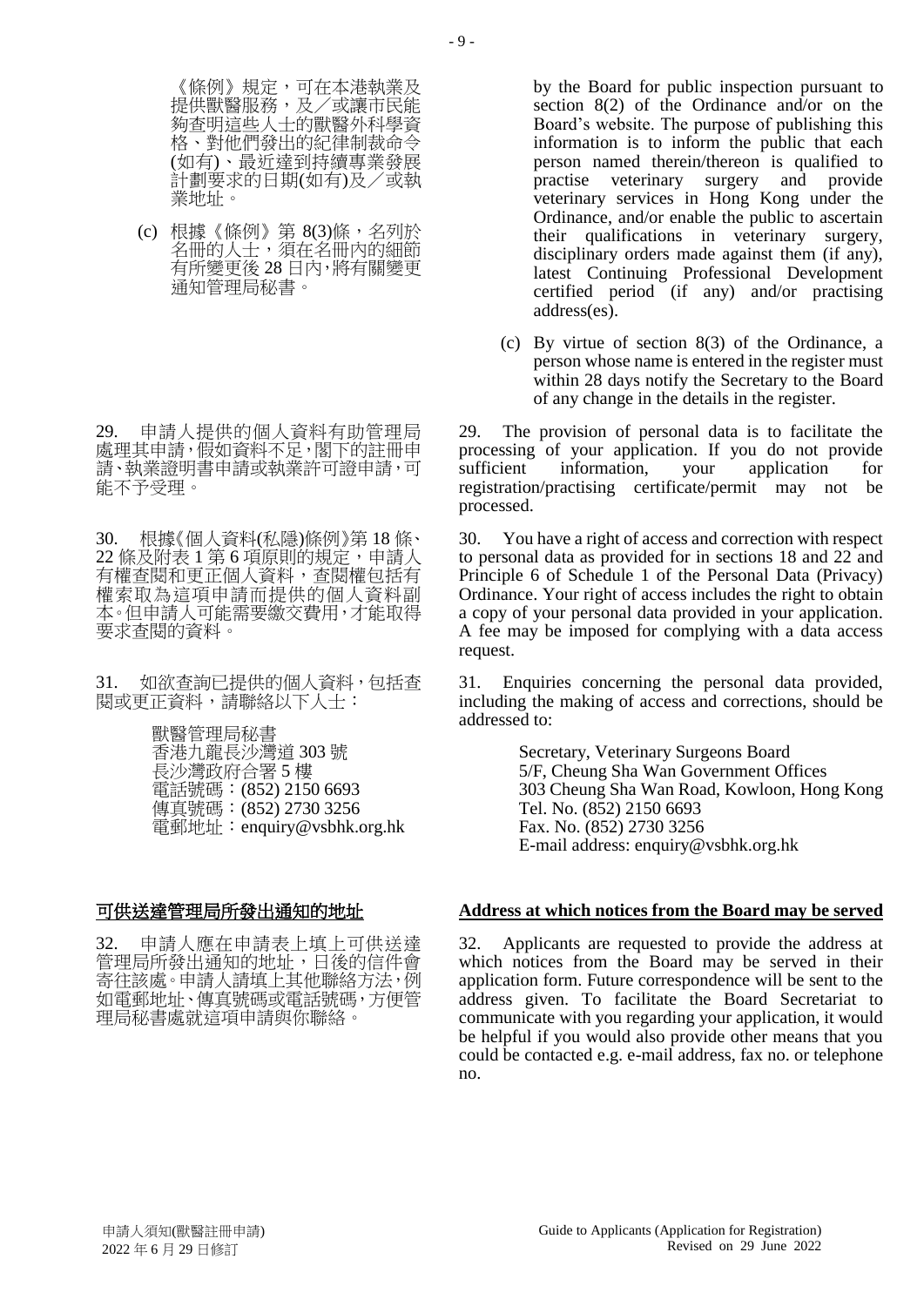《條例》規定，可在本港執業及提供獸醫服務，及／或讓市民能夠查明這些人士的獸醫外科學資格、對他們發出的紀律制裁命令(如有)、最近達到持續專業發展計劃要求的日期(如有)及／或執業地址。

(c) 根據《條例》第 8(3)條，名列於名冊的人士，須在名冊內的細節有所變更後 28 日內，將有關變更通知管理局秘書。

29. 申請人提供的個人資料有助管理局處理其申請，假如資料不足，閣下的註冊申請、執業證明書申請或執業許可證申請，可能不予受理。

30. 根據《個人資料(私隱)條例》第 18 條、22 條及附表 1 第 6 項原則的規定，申請人有權查閱和更正個人資料，查閱權包括有權索取為這項申請而提供的個人資料副本。但申請人可能需要繳交費用，才能取得要求查閱的資料。

31. 如欲查詢已提供的個人資料，包括查閱或更正資料，請聯絡以下人士：

> 獸醫管理局秘書
> 香港九龍長沙灣道 303 號
> 長沙灣政府合署 5 樓
> 電話號碼：(852) 2150 6693
> 傳真號碼：(852) 2730 3256
> 電郵地址：enquiry@vsbhk.org.hk

## 可供送達管理局所發出通知的地址

32. 申請人應在申請表上填上可供送達管理局所發出通知的地址，日後的信件會寄往該處。申請人請填上其他聯絡方法，例如電郵地址、傳真號碼或電話號碼，方便管理局秘書處就這項申請與你聯絡。

by the Board for public inspection pursuant to section 8(2) of the Ordinance and/or on the Board's website. The purpose of publishing this information is to inform the public that each person named therein/thereon is qualified to practise veterinary surgery and provide veterinary services in Hong Kong under the Ordinance, and/or enable the public to ascertain their qualifications in veterinary surgery, disciplinary orders made against them (if any), latest Continuing Professional Development certified period (if any) and/or practising address(es).

(c) By virtue of section 8(3) of the Ordinance, a person whose name is entered in the register must within 28 days notify the Secretary to the Board of any change in the details in the register.

29. The provision of personal data is to facilitate the processing of your application. If you do not provide sufficient information, your application for registration/practising certificate/permit may not be processed.

30. You have a right of access and correction with respect to personal data as provided for in sections 18 and 22 and Principle 6 of Schedule 1 of the Personal Data (Privacy) Ordinance. Your right of access includes the right to obtain a copy of your personal data provided in your application. A fee may be imposed for complying with a data access request.

31. Enquiries concerning the personal data provided, including the making of access and corrections, should be addressed to:

> Secretary, Veterinary Surgeons Board
> 5/F, Cheung Sha Wan Government Offices
> 303 Cheung Sha Wan Road, Kowloon, Hong Kong
> Tel. No. (852) 2150 6693
> Fax. No. (852) 2730 3256
> E-mail address: enquiry@vsbhk.org.hk

## **Address at which notices from the Board may be served**

32. Applicants are requested to provide the address at which notices from the Board may be served in their application form. Future correspondence will be sent to the address given. To facilitate the Board Secretariat to communicate with you regarding your application, it would be helpful if you would also provide other means that you could be contacted e.g. e-mail address, fax no. or telephone no.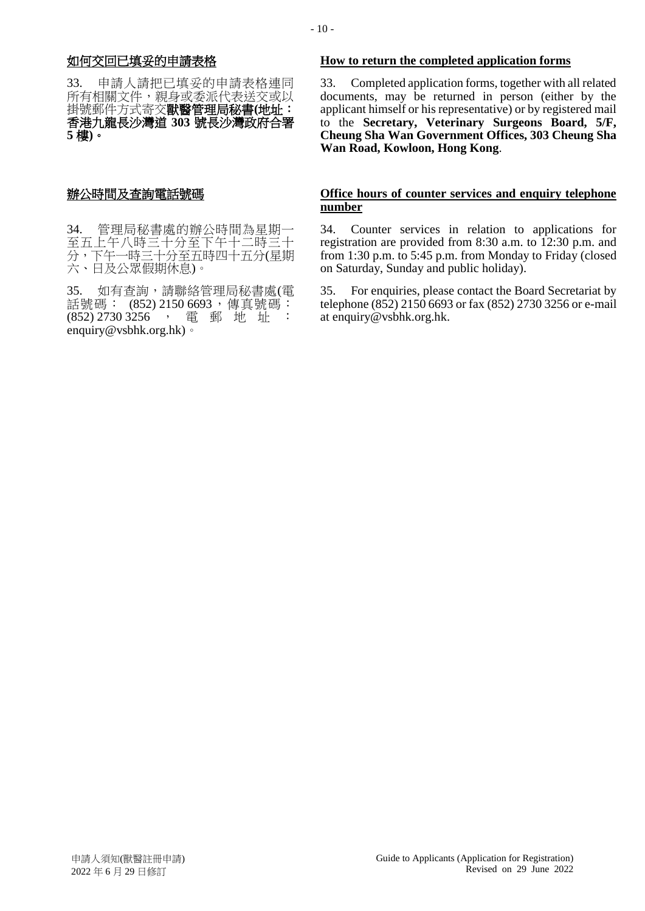<u>如何交回已填妥的申請表格</u>

33. 申請人請把已填妥的申請表格連同所有相關文件，親身或委派代表送交或以掛號郵件方式寄交**獸醫管理局秘書(地址：香港九龍長沙灣道 303 號長沙灣政府合署 5 樓)**。

<u>辦公時間及查詢電話號碼</u>

34. 管理局秘書處的辦公時間為星期一至五上午八時三十分至下午十二時三十分，下午一時三十分至五時四十五分(星期六、日及公眾假期休息)。

35. 如有查詢，請聯絡管理局秘書處(電話號碼： (852) 2150 6693，傳真號碼： (852) 2730 3256，電郵地址：enquiry@vsbhk.org.hk)。

**<u>How to return the completed application forms</u>**

33. Completed application forms, together with all related documents, may be returned in person (either by the applicant himself or his representative) or by registered mail to the **Secretary, Veterinary Surgeons Board, 5/F, Cheung Sha Wan Government Offices, 303 Cheung Sha Wan Road, Kowloon, Hong Kong**.

**<u>Office hours of counter services and enquiry telephone number</u>**

34. Counter services in relation to applications for registration are provided from 8:30 a.m. to 12:30 p.m. and from 1:30 p.m. to 5:45 p.m. from Monday to Friday (closed on Saturday, Sunday and public holiday).

35. For enquiries, please contact the Board Secretariat by telephone (852) 2150 6693 or fax (852) 2730 3256 or e-mail at enquiry@vsbhk.org.hk.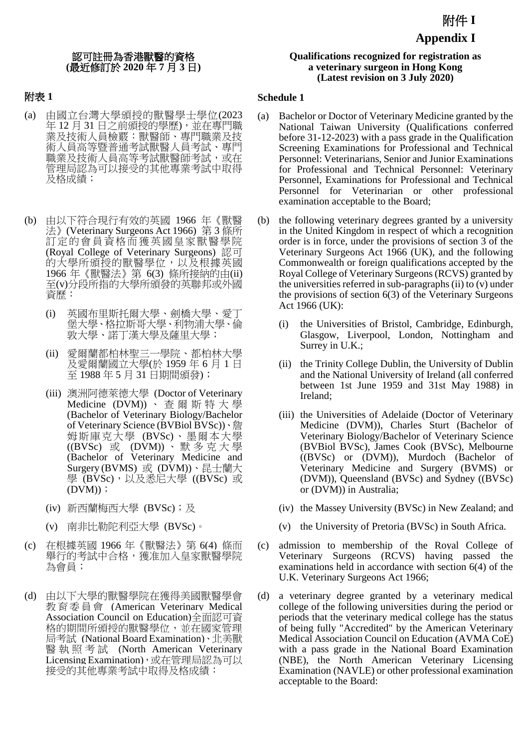# 附件 I

# Appendix I

## 認可註冊為香港獸醫的資格
## (最近修訂於 2020 年 7 月 3 日)

## 附表 1

(a) 由國立台灣大學頒授的獸醫學士學位(2023 年 12 月 31 日之前頒授的學歷)，並在專門職業及技術人員檢覈：獸醫師、專門職業及技術人員高等暨普通考試獸醫人員考試、專門職業及技術人員高等考試獸醫師考試，或在管理局認為可以接受的其他專業考試中取得及格成績；

(b) 由以下符合現行有效的英國 1966 年《獸醫法》(Veterinary Surgeons Act 1966) 第 3 條所訂定的會員資格而獲英國皇家獸醫學院 (Royal College of Veterinary Surgeons) 認可的大學所頒授的獸醫學位，以及根據英國 1966 年《獸醫法》第 6(3) 條所接納的由(ii)至(v)分段所指的大學所頒發的英聯邦或外國資歷：

- (i) 英國布里斯托爾大學、劍橋大學、愛丁堡大學、格拉斯哥大學、利物浦大學、倫敦大學、諾丁漢大學及薩里大學；
- (ii) 愛爾蘭都柏林聖三一學院、都柏林大學及愛爾蘭國立大學(於 1959 年 6 月 1 日至 1988 年 5 月 31 日期間頒發)；
- (iii) 澳洲阿德萊德大學 (Doctor of Veterinary Medicine (DVM))、查爾斯特大學 (Bachelor of Veterinary Biology/Bachelor of Veterinary Science (BVBiol BVSc))、詹姆斯庫克大學 (BVSc)、墨爾本大學 ((BVSc) 或 (DVM))、默多克大學 (Bachelor of Veterinary Medicine and Surgery (BVMS) 或 (DVM))、昆士蘭大學 (BVSc)，以及悉尼大學 ((BVSc) 或 (DVM))；
- (iv) 新西蘭梅西大學 (BVSc)；及
- (v) 南非比勒陀利亞大學 (BVSc)。

(c) 在根據英國 1966 年《獸醫法》第 6(4) 條而舉行的考試中合格，獲准加入皇家獸醫學院為會員；

(d) 由以下大學的獸醫學院在獲得美國獸醫學會教育委員會 (American Veterinary Medical Association Council on Education)全面認可資格的期間所頒授的獸醫學位，並在國家管理局考試 (National Board Examination)、北美獸醫執照考試 (North American Veterinary Licensing Examination)，或在管理局認為可以接受的其他專業考試中取得及格成績：

## Qualifications recognized for registration as a veterinary surgeon in Hong Kong
## (Latest revision on 3 July 2020)

## Schedule 1

(a) Bachelor or Doctor of Veterinary Medicine granted by the National Taiwan University (Qualifications conferred before 31-12-2023) with a pass grade in the Qualification Screening Examinations for Professional and Technical Personnel: Veterinarians, Senior and Junior Examinations for Professional and Technical Personnel: Veterinary Personnel, Examinations for Professional and Technical Personnel for Veterinarian or other professional examination acceptable to the Board;

(b) the following veterinary degrees granted by a university in the United Kingdom in respect of which a recognition order is in force, under the provisions of section 3 of the Veterinary Surgeons Act 1966 (UK), and the following Commonwealth or foreign qualifications accepted by the Royal College of Veterinary Surgeons (RCVS) granted by the universities referred in sub-paragraphs (ii) to (v) under the provisions of section 6(3) of the Veterinary Surgeons Act 1966 (UK):

- (i) the Universities of Bristol, Cambridge, Edinburgh, Glasgow, Liverpool, London, Nottingham and Surrey in U.K.;
- (ii) the Trinity College Dublin, the University of Dublin and the National University of Ireland (all conferred between 1st June 1959 and 31st May 1988) in Ireland;
- (iii) the Universities of Adelaide (Doctor of Veterinary Medicine (DVM)), Charles Sturt (Bachelor of Veterinary Biology/Bachelor of Veterinary Science (BVBiol BVSc)), James Cook (BVSc), Melbourne ((BVSc) or (DVM)), Murdoch (Bachelor of Veterinary Medicine and Surgery (BVMS) or (DVM)), Queensland (BVSc) and Sydney ((BVSc) or (DVM)) in Australia;
- (iv) the Massey University (BVSc) in New Zealand; and
- (v) the University of Pretoria (BVSc) in South Africa.

(c) admission to membership of the Royal College of Veterinary Surgeons (RCVS) having passed the examinations held in accordance with section 6(4) of the U.K. Veterinary Surgeons Act 1966;

(d) a veterinary degree granted by a veterinary medical college of the following universities during the period or periods that the veterinary medical college has the status of being fully "Accredited" by the American Veterinary Medical Association Council on Education (AVMA CoE) with a pass grade in the National Board Examination (NBE), the North American Veterinary Licensing Examination (NAVLE) or other professional examination acceptable to the Board: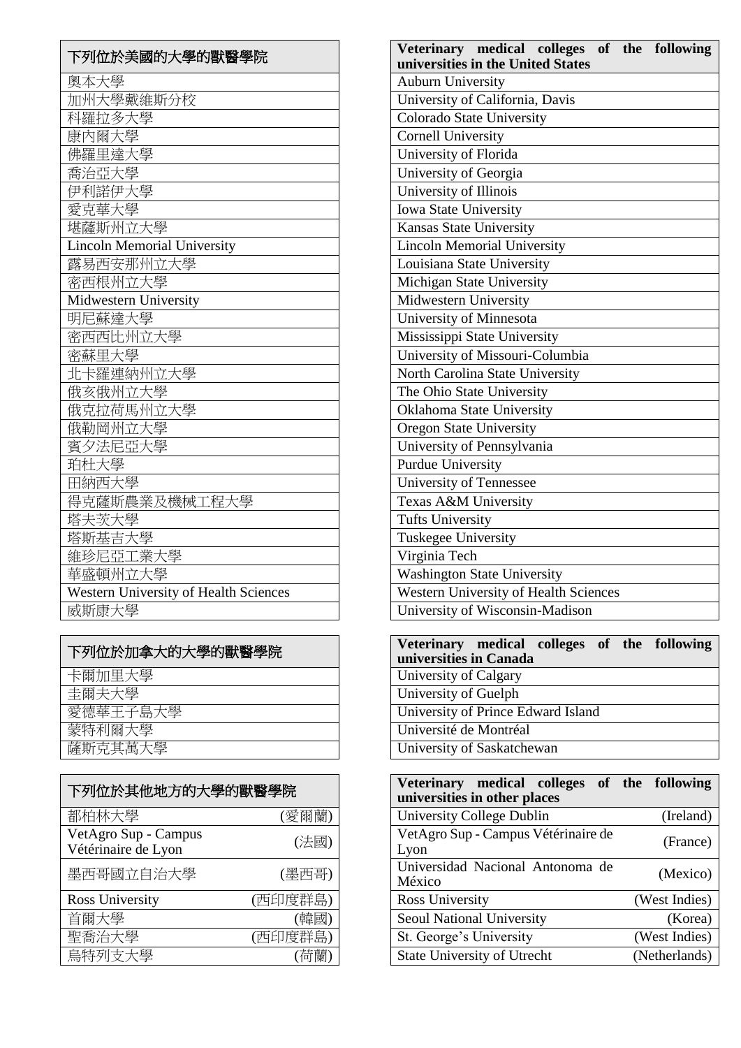| 下列位於美國的大學的獸醫學院 |
|---|
| 奧本大學 |
| 加州大學戴維斯分校 |
| 科羅拉多大學 |
| 康內爾大學 |
| 佛羅里達大學 |
| 喬治亞大學 |
| 伊利諾伊大學 |
| 愛克華大學 |
| 堪薩斯州立大學 |
| Lincoln Memorial University |
| 露易西安那州立大學 |
| 密西根州立大學 |
| Midwestern University |
| 明尼蘇達大學 |
| 密西西比州立大學 |
| 密蘇里大學 |
| 北卡羅連納州立大學 |
| 俄亥俄州立大學 |
| 俄克拉荷馬州立大學 |
| 俄勒岡州立大學 |
| 賓夕法尼亞大學 |
| 珀杜大學 |
| 田納西大學 |
| 得克薩斯農業及機械工程大學 |
| 塔夫茨大學 |
| 塔斯基吉大學 |
| 維珍尼亞工業大學 |
| 華盛頓州立大學 |
| Western University of Health Sciences |
| 威斯康大學 |

| 下列位於加拿大的大學的獸醫學院 |
|---|
| 卡爾加里大學 |
| 圭爾夫大學 |
| 愛德華王子島大學 |
| 蒙特利爾大學 |
| 薩斯克其萬大學 |

| 下列位於其他地方的大學的獸醫學院 | |
|---|---|
| 都柏林大學 | (愛爾蘭) |
| VetAgro Sup - Campus Vétérinaire de Lyon | (法國) |
| 墨西哥國立自治大學 | (墨西哥) |
| Ross University | (西印度群島) |
| 首爾大學 | (韓國) |
| 聖喬治大學 | (西印度群島) |
| 烏特列支大學 | (荷蘭) |

| Veterinary medical colleges of the following universities in the United States |
|---|
| Auburn University |
| University of California, Davis |
| Colorado State University |
| Cornell University |
| University of Florida |
| University of Georgia |
| University of Illinois |
| Iowa State University |
| Kansas State University |
| Lincoln Memorial University |
| Louisiana State University |
| Michigan State University |
| Midwestern University |
| University of Minnesota |
| Mississippi State University |
| University of Missouri-Columbia |
| North Carolina State University |
| The Ohio State University |
| Oklahoma State University |
| Oregon State University |
| University of Pennsylvania |
| Purdue University |
| University of Tennessee |
| Texas A&M University |
| Tufts University |
| Tuskegee University |
| Virginia Tech |
| Washington State University |
| Western University of Health Sciences |
| University of Wisconsin-Madison |

| Veterinary medical colleges of the following universities in Canada |
|---|
| University of Calgary |
| University of Guelph |
| University of Prince Edward Island |
| Université de Montréal |
| University of Saskatchewan |

| Veterinary medical colleges of the following universities in other places | |
|---|---|
| University College Dublin | (Ireland) |
| VetAgro Sup - Campus Vétérinaire de Lyon | (France) |
| Universidad Nacional Antonoma de México | (Mexico) |
| Ross University | (West Indies) |
| Seoul National University | (Korea) |
| St. George's University | (West Indies) |
| State University of Utrecht | (Netherlands) |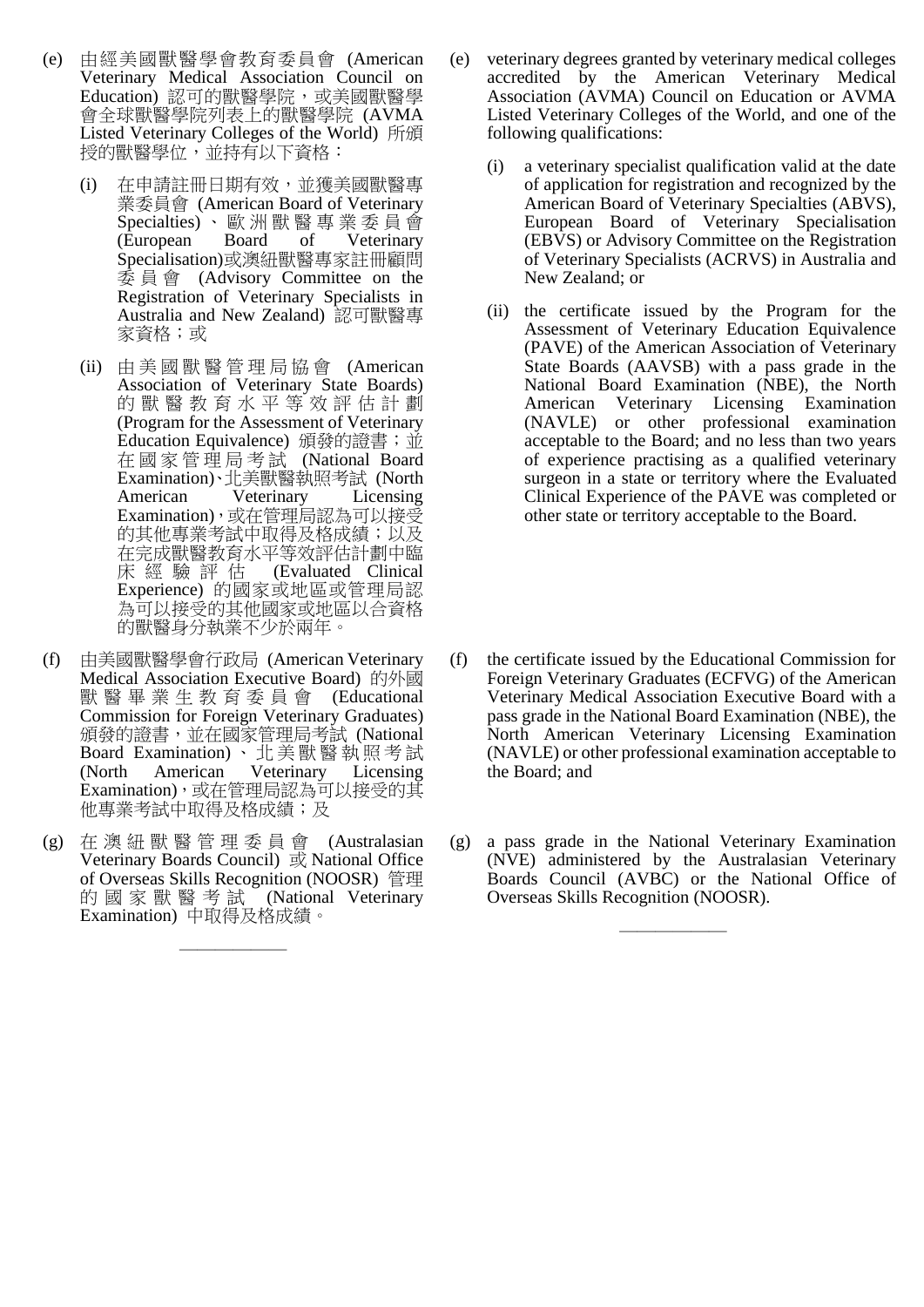(e) 由經美國獸醫學會教育委員會 (American Veterinary Medical Association Council on Education) 認可的獸醫學院，或美國獸醫學會全球獸醫學院列表上的獸醫學院 (AVMA Listed Veterinary Colleges of the World) 所頒授的獸醫學位，並持有以下資格：

(i) 在申請註冊日期有效，並獲美國獸醫專業委員會 (American Board of Veterinary Specialties)、歐洲獸醫專業委員會 (European Board of Veterinary Specialisation)或澳紐獸醫專家註冊顧問委員會 (Advisory Committee on the Registration of Veterinary Specialists in Australia and New Zealand) 認可獸醫專家資格；或

(ii) 由美國獸醫管理局協會 (American Association of Veterinary State Boards) 的獸醫教育水平等效評估計劃 (Program for the Assessment of Veterinary Education Equivalence) 頒發的證書；並在國家管理局考試 (National Board Examination)、北美獸醫執照考試 (North American Veterinary Licensing Examination)，或在管理局認為可以接受的其他專業考試中取得及格成績；以及在完成獸醫教育水平等效評估計劃中臨床經驗評估 (Evaluated Clinical Experience) 的國家或地區或管理局認為可以接受的其他國家或地區以合資格的獸醫身分執業不少於兩年。

(f) 由美國獸醫學會行政局 (American Veterinary Medical Association Executive Board) 的外國獸醫畢業生教育委員會 (Educational Commission for Foreign Veterinary Graduates) 頒發的證書，並在國家管理局考試 (National Board Examination)、北美獸醫執照考試 (North American Veterinary Licensing Examination)，或在管理局認為可以接受的其他專業考試中取得及格成績；及

(g) 在澳紐獸醫管理委員會 (Australasian Veterinary Boards Council) 或 National Office of Overseas Skills Recognition (NOOSR) 管理的國家獸醫考試 (National Veterinary Examination) 中取得及格成績。

———————

(e) veterinary degrees granted by veterinary medical colleges accredited by the American Veterinary Medical Association (AVMA) Council on Education or AVMA Listed Veterinary Colleges of the World, and one of the following qualifications:

(i) a veterinary specialist qualification valid at the date of application for registration and recognized by the American Board of Veterinary Specialties (ABVS), European Board of Veterinary Specialisation (EBVS) or Advisory Committee on the Registration of Veterinary Specialists (ACRVS) in Australia and New Zealand; or

(ii) the certificate issued by the Program for the Assessment of Veterinary Education Equivalence (PAVE) of the American Association of Veterinary State Boards (AAVSB) with a pass grade in the National Board Examination (NBE), the North American Veterinary Licensing Examination (NAVLE) or other professional examination acceptable to the Board; and no less than two years of experience practising as a qualified veterinary surgeon in a state or territory where the Evaluated Clinical Experience of the PAVE was completed or other state or territory acceptable to the Board.

(f) the certificate issued by the Educational Commission for Foreign Veterinary Graduates (ECFVG) of the American Veterinary Medical Association Executive Board with a pass grade in the National Board Examination (NBE), the North American Veterinary Licensing Examination (NAVLE) or other professional examination acceptable to the Board; and

(g) a pass grade in the National Veterinary Examination (NVE) administered by the Australasian Veterinary Boards Council (AVBC) or the National Office of Overseas Skills Recognition (NOOSR).

———————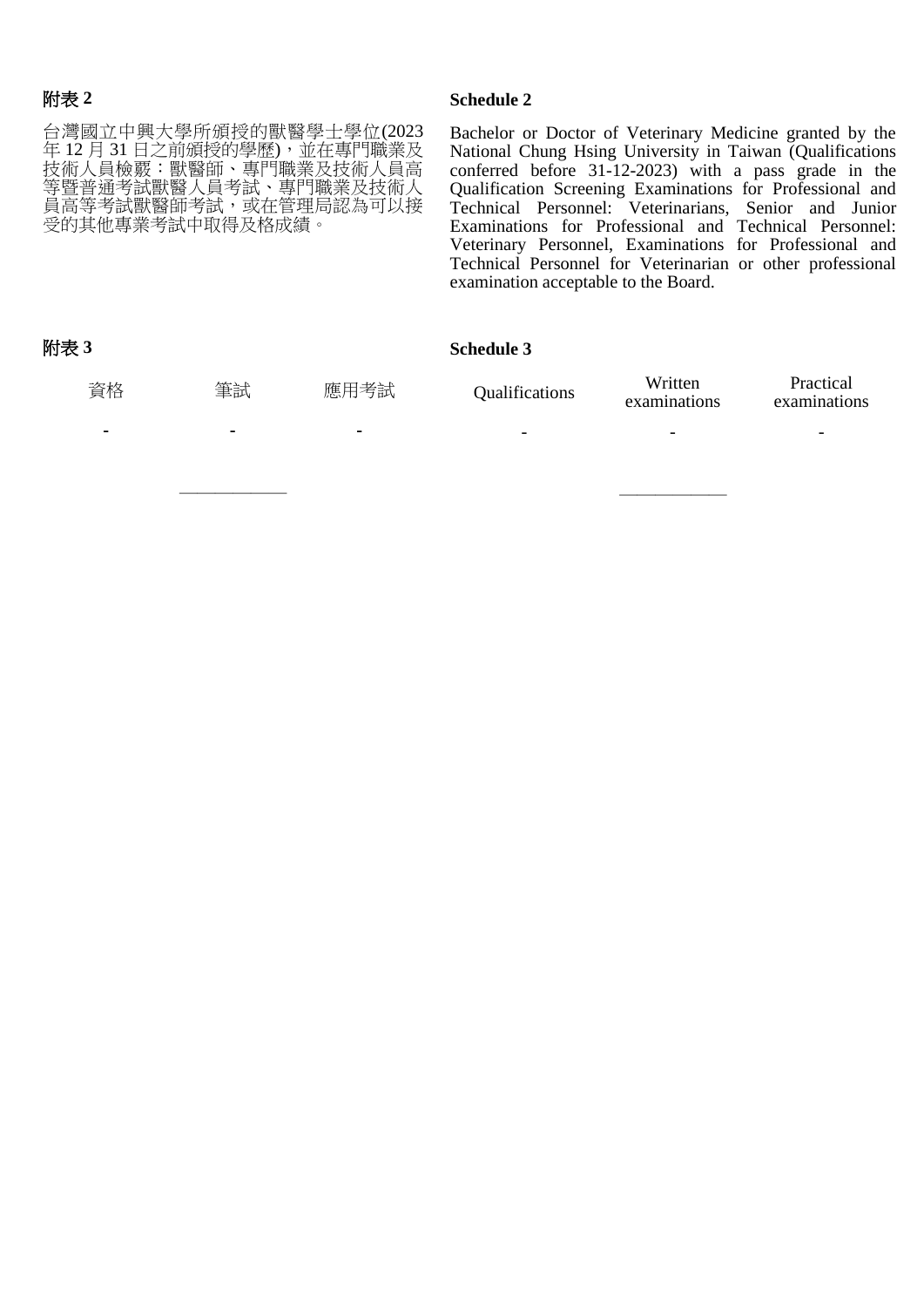## 附表 2

台灣國立中興大學所頒授的獸醫學士學位(2023 年 12 月 31 日之前頒授的學歷)，並在專門職業及技術人員檢覈：獸醫師、專門職業及技術人員高等暨普通考試獸醫人員考試、專門職業及技術人員高等考試獸醫師考試，或在管理局認為可以接受的其他專業考試中取得及格成績。

## Schedule 2

Bachelor or Doctor of Veterinary Medicine granted by the National Chung Hsing University in Taiwan (Qualifications conferred before 31-12-2023) with a pass grade in the Qualification Screening Examinations for Professional and Technical Personnel: Veterinarians, Senior and Junior Examinations for Professional and Technical Personnel: Veterinary Personnel, Examinations for Professional and Technical Personnel for Veterinarian or other professional examination acceptable to the Board.

## 附表 3

| 資格 | 筆試 | 應用考試 |
| --- | --- | --- |
| - | - | - |

---

## Schedule 3

| Qualifications | Written examinations | Practical examinations |
| --- | --- | --- |
| - | - | - |

---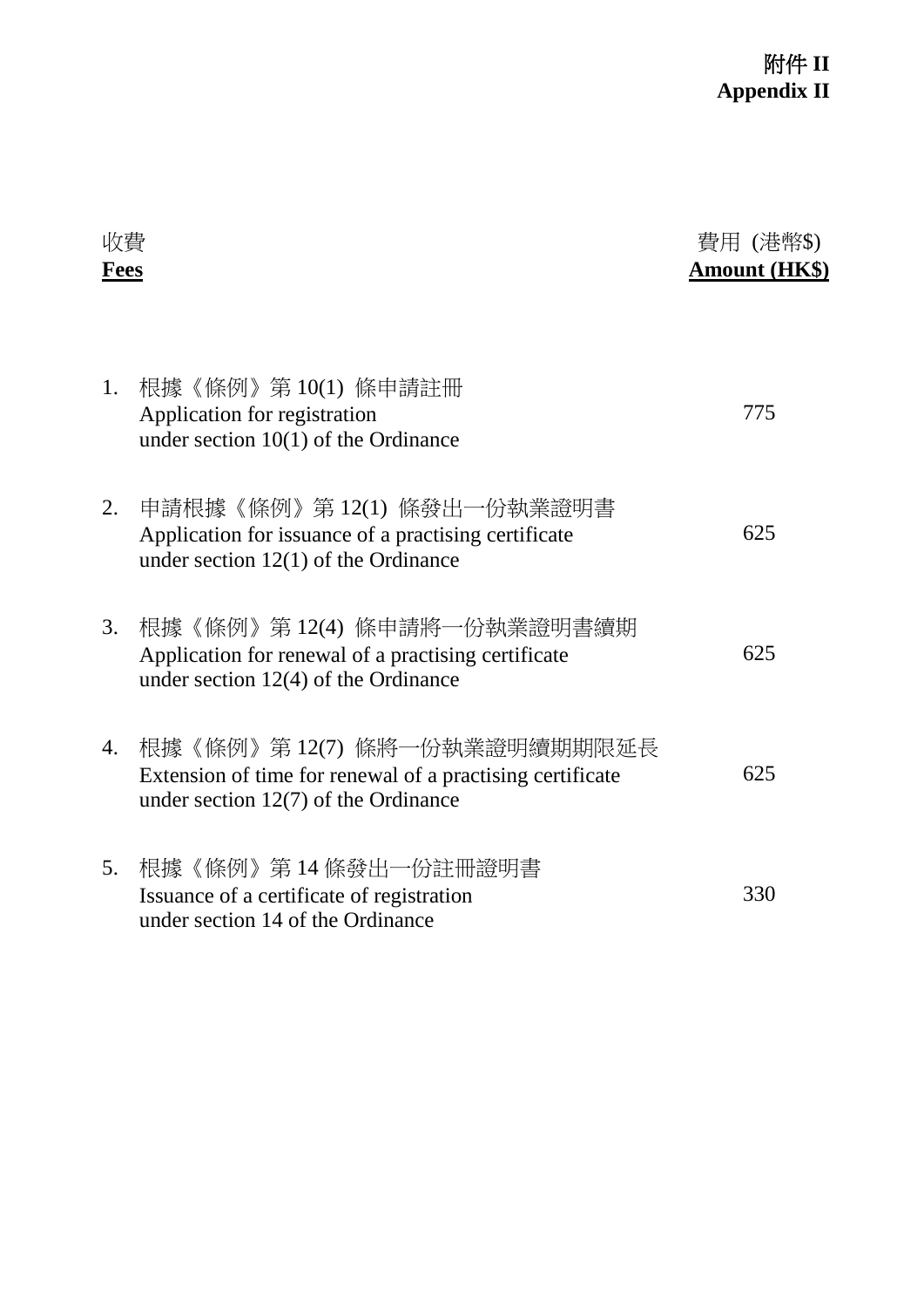**附件 II**
**Appendix II**

| 收費<br>**Fees** | 費用 (港幣$)<br>**Amount (HK$)** |
|---|---|
| 1. 根據《條例》第 10(1) 條申請註冊<br>Application for registration under section 10(1) of the Ordinance | 775 |
| 2. 申請根據《條例》第 12(1) 條發出一份執業證明書<br>Application for issuance of a practising certificate under section 12(1) of the Ordinance | 625 |
| 3. 根據《條例》第 12(4) 條申請將一份執業證明書續期<br>Application for renewal of a practising certificate under section 12(4) of the Ordinance | 625 |
| 4. 根據《條例》第 12(7) 條將一份執業證明續期期限延長<br>Extension of time for renewal of a practising certificate under section 12(7) of the Ordinance | 625 |
| 5. 根據《條例》第 14 條發出一份註冊證明書<br>Issuance of a certificate of registration under section 14 of the Ordinance | 330 |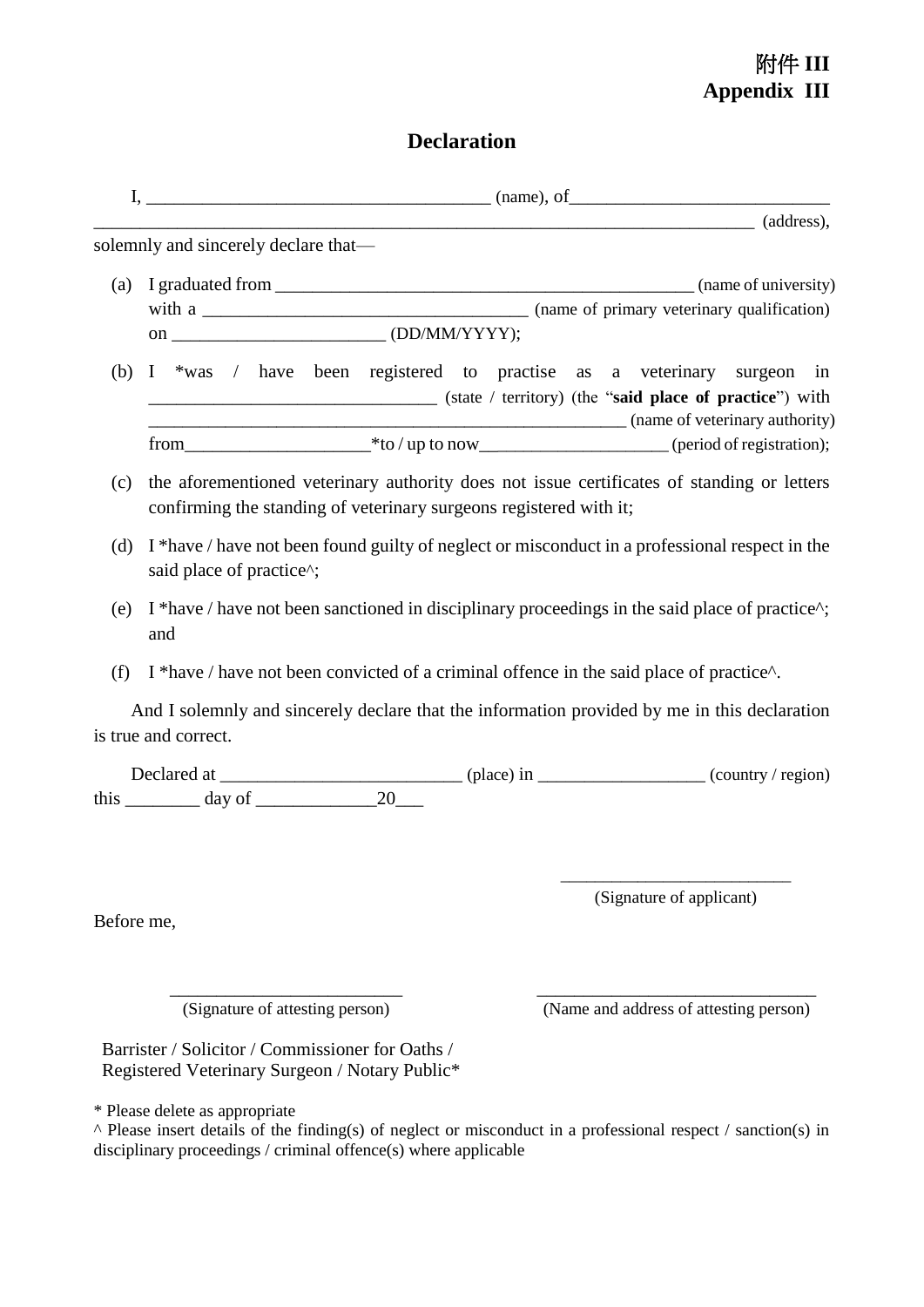附件 III
**Appendix III**

## Declaration

I, ____________________________________ (name), of____________________________ ____________________________________________________________________________ (address), solemnly and sincerely declare that—

(a) I graduated from _______________________________________________ (name of university) with a ____________________________________ (name of primary veterinary qualification) on ________________________ (DD/MM/YYYY);

(b) I *was / have been registered to practise as a veterinary surgeon in ________________________________ (state / territory) (the "**said place of practice**") with _______________________________________________________ (name of veterinary authority) from____________________*to / up to now____________________ (period of registration);

(c) the aforementioned veterinary authority does not issue certificates of standing or letters confirming the standing of veterinary surgeons registered with it;

(d) I *have / have not been found guilty of neglect or misconduct in a professional respect in the said place of practice^;

(e) I *have / have not been sanctioned in disciplinary proceedings in the said place of practice^; and

(f) I *have / have not been convicted of a criminal offence in the said place of practice^.

And I solemnly and sincerely declare that the information provided by me in this declaration is true and correct.

Declared at __________________________ (place) in __________________ (country / region) this ________ day of _____________20___

__________________________
(Signature of applicant)

Before me,

__________________________
(Signature of attesting person)

________________________________
(Name and address of attesting person)

Barrister / Solicitor / Commissioner for Oaths / Registered Veterinary Surgeon / Notary Public*

* Please delete as appropriate
^ Please insert details of the finding(s) of neglect or misconduct in a professional respect / sanction(s) in disciplinary proceedings / criminal offence(s) where applicable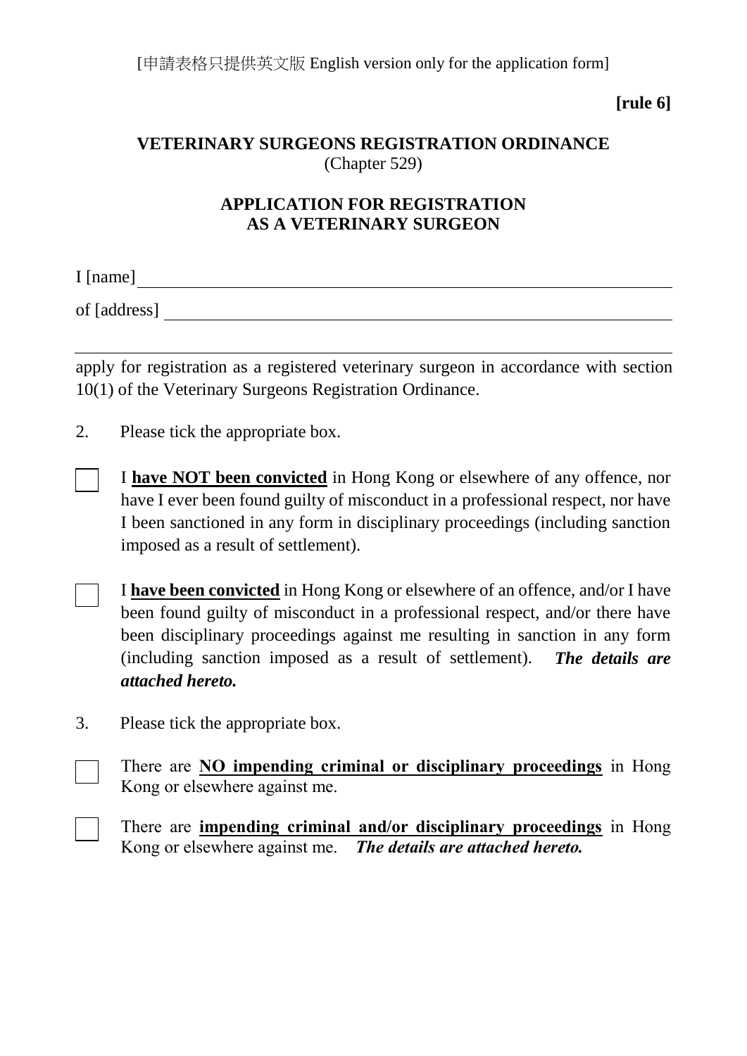[申請表格只提供英文版 English version only for the application form]

**[rule 6]**

**VETERINARY SURGEONS REGISTRATION ORDINANCE**
(Chapter 529)

**APPLICATION FOR REGISTRATION AS A VETERINARY SURGEON**

I [name] ______________________________________________

of [address] ___________________________________________

_______________________________________________________

apply for registration as a registered veterinary surgeon in accordance with section 10(1) of the Veterinary Surgeons Registration Ordinance.

2. Please tick the appropriate box.

☐ I **have NOT been convicted** in Hong Kong or elsewhere of any offence, nor have I ever been found guilty of misconduct in a professional respect, nor have I been sanctioned in any form in disciplinary proceedings (including sanction imposed as a result of settlement).

☐ I **have been convicted** in Hong Kong or elsewhere of an offence, and/or I have been found guilty of misconduct in a professional respect, and/or there have been disciplinary proceedings against me resulting in sanction in any form (including sanction imposed as a result of settlement). ***The details are attached hereto.***

3. Please tick the appropriate box.

☐ There are **NO impending criminal or disciplinary proceedings** in Hong Kong or elsewhere against me.

☐ There are **impending criminal and/or disciplinary proceedings** in Hong Kong or elsewhere against me. ***The details are attached hereto.***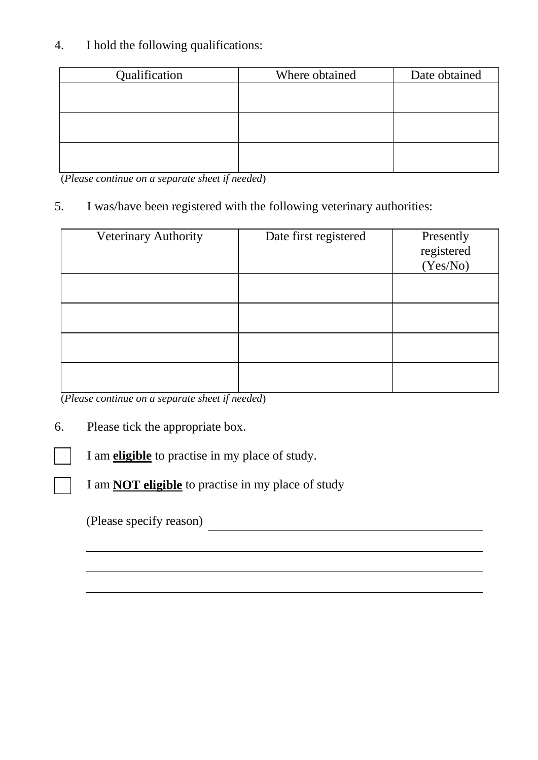4. I hold the following qualifications:

| Qualification | Where obtained | Date obtained |
|---|---|---|
| | | |
| | | |
| | | |

(*Please continue on a separate sheet if needed*)

5. I was/have been registered with the following veterinary authorities:

| Veterinary Authority | Date first registered | Presently registered (Yes/No) |
|---|---|---|
| | | |
| | | |
| | | |
| | | |

(*Please continue on a separate sheet if needed*)

6. Please tick the appropriate box.

☐ I am **eligible** to practise in my place of study.

☐ I am **NOT eligible** to practise in my place of study

(Please specify reason) ______________________________

______________________________________________

______________________________________________

______________________________________________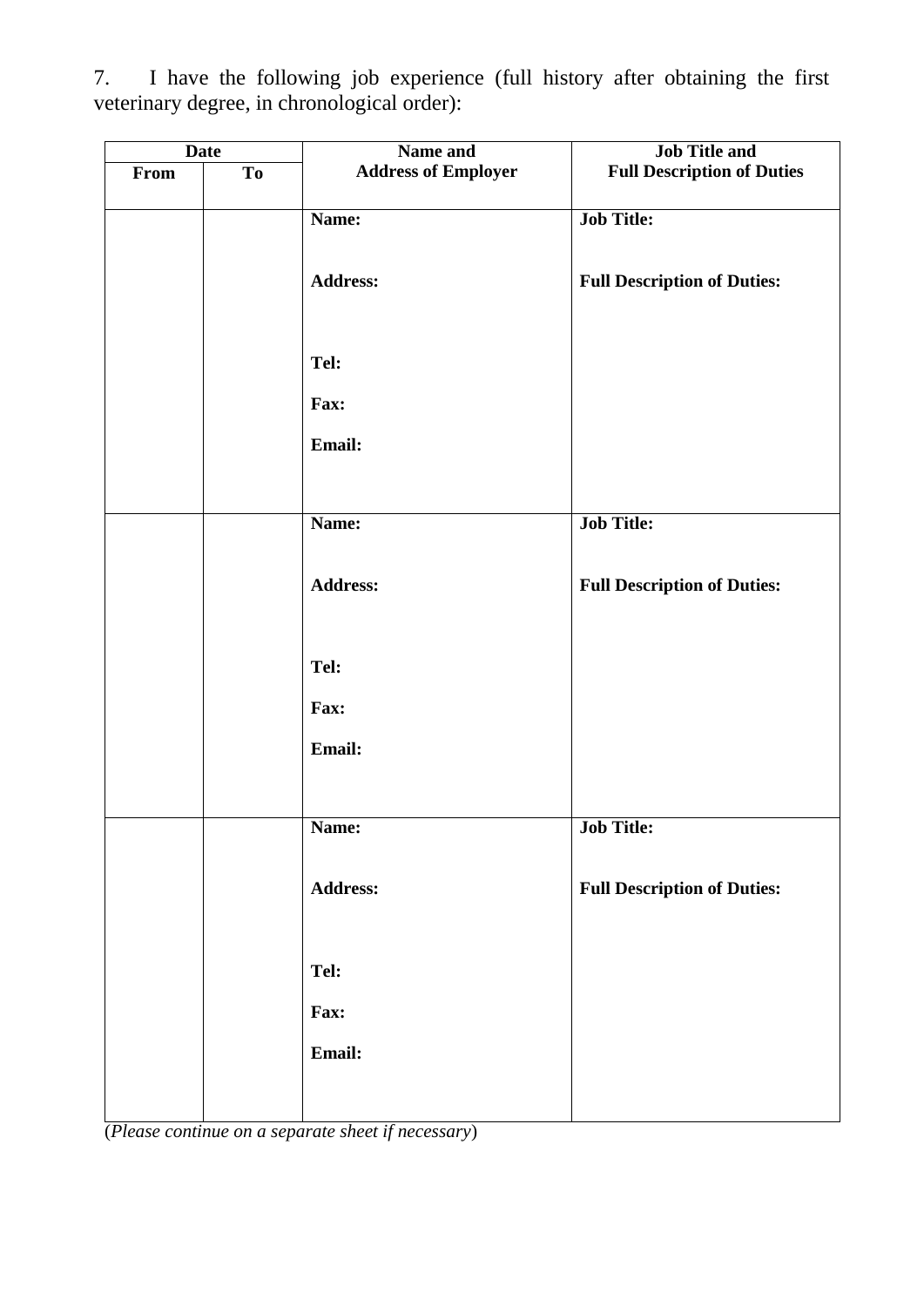7. I have the following job experience (full history after obtaining the first veterinary degree, in chronological order):

| Date | | Name and Address of Employer | Job Title and Full Description of Duties |
|---|---|---|---|
| **From** | **To** | | |
| | | **Name:**<br><br>**Address:**<br><br>**Tel:**<br>**Fax:**<br>**Email:** | **Job Title:**<br><br>**Full Description of Duties:** |
| | | **Name:**<br><br>**Address:**<br><br>**Tel:**<br>**Fax:**<br>**Email:** | **Job Title:**<br><br>**Full Description of Duties:** |
| | | **Name:**<br><br>**Address:**<br><br>**Tel:**<br>**Fax:**<br>**Email:** | **Job Title:**<br><br>**Full Description of Duties:** |

(*Please continue on a separate sheet if necessary*)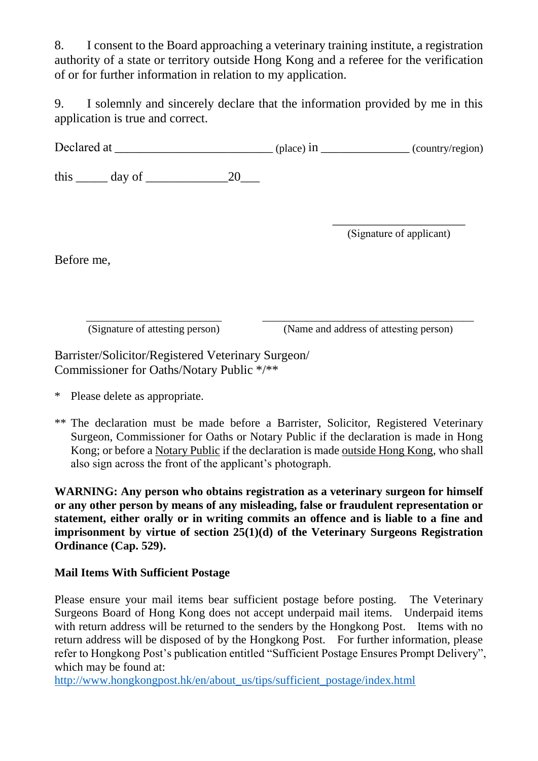8. I consent to the Board approaching a veterinary training institute, a registration authority of a state or territory outside Hong Kong and a referee for the verification of or for further information in relation to my application.

9. I solemnly and sincerely declare that the information provided by me in this application is true and correct.

Declared at ________________________ (place) in ______________ (country/region)

this _____ day of _____________20___

_____________________
(Signature of applicant)

Before me,

_______________________ ____________________________________
(Signature of attesting person) (Name and address of attesting person)

Barrister/Solicitor/Registered Veterinary Surgeon/
Commissioner for Oaths/Notary Public */**

\* Please delete as appropriate.

\*\* The declaration must be made before a Barrister, Solicitor, Registered Veterinary Surgeon, Commissioner for Oaths or Notary Public if the declaration is made in Hong Kong; or before a <u>Notary Public</u> if the declaration is made <u>outside Hong Kong</u>, who shall also sign across the front of the applicant's photograph.

**WARNING: Any person who obtains registration as a veterinary surgeon for himself or any other person by means of any misleading, false or fraudulent representation or statement, either orally or in writing commits an offence and is liable to a fine and imprisonment by virtue of section 25(1)(d) of the Veterinary Surgeons Registration Ordinance (Cap. 529).**

**Mail Items With Sufficient Postage**

Please ensure your mail items bear sufficient postage before posting. The Veterinary Surgeons Board of Hong Kong does not accept underpaid mail items. Underpaid items with return address will be returned to the senders by the Hongkong Post. Items with no return address will be disposed of by the Hongkong Post. For further information, please refer to Hongkong Post's publication entitled "Sufficient Postage Ensures Prompt Delivery", which may be found at:
http://www.hongkongpost.hk/en/about_us/tips/sufficient_postage/index.html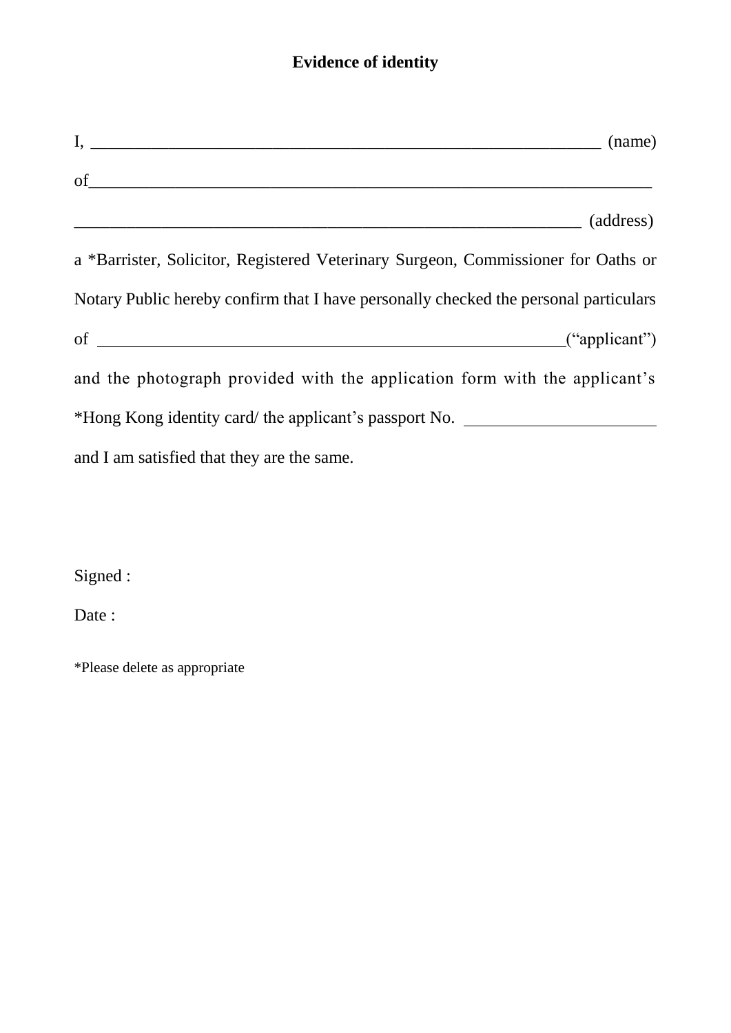**Evidence of identity**

I, _____________________________________________________________ (name)

of_____________________________________________________________________

____________________________________________________________ (address)

a *Barrister, Solicitor, Registered Veterinary Surgeon, Commissioner for Oaths or Notary Public hereby confirm that I have personally checked the personal particulars of _________________________________________________________(“applicant”) and the photograph provided with the application form with the applicant’s *Hong Kong identity card/ the applicant’s passport No. ______________________ and I am satisfied that they are the same.

Signed :

Date :

*Please delete as appropriate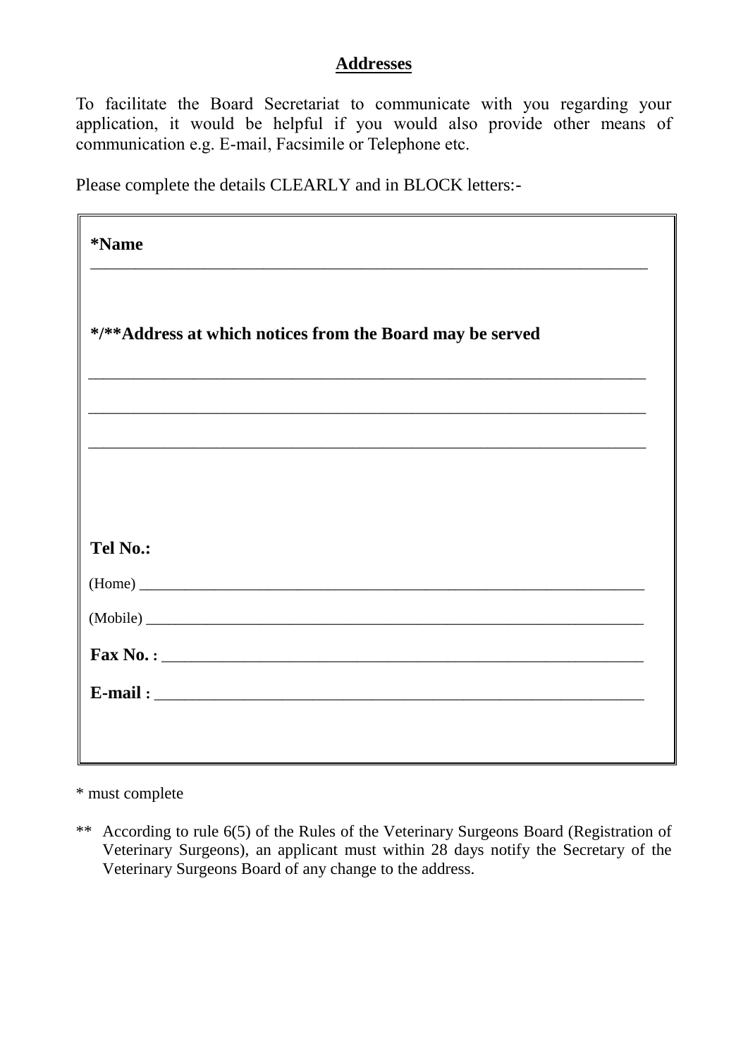## Addresses

To facilitate the Board Secretariat to communicate with you regarding your application, it would be helpful if you would also provide other means of communication e.g. E-mail, Facsimile or Telephone etc.

Please complete the details CLEARLY and in BLOCK letters:-

**\*Name**

\_\_\_\_\_\_\_\_\_\_\_\_\_\_\_\_\_\_\_\_\_\_\_\_\_\_\_\_\_\_\_\_\_\_\_\_\_\_\_\_\_\_\_\_\_\_\_\_\_\_\_\_\_\_\_\_\_\_\_\_\_\_\_\_

**\*/\*\*Address at which notices from the Board may be served**

\_\_\_\_\_\_\_\_\_\_\_\_\_\_\_\_\_\_\_\_\_\_\_\_\_\_\_\_\_\_\_\_\_\_\_\_\_\_\_\_\_\_\_\_\_\_\_\_\_\_\_\_\_\_\_\_\_\_\_\_\_\_\_\_

\_\_\_\_\_\_\_\_\_\_\_\_\_\_\_\_\_\_\_\_\_\_\_\_\_\_\_\_\_\_\_\_\_\_\_\_\_\_\_\_\_\_\_\_\_\_\_\_\_\_\_\_\_\_\_\_\_\_\_\_\_\_\_\_

\_\_\_\_\_\_\_\_\_\_\_\_\_\_\_\_\_\_\_\_\_\_\_\_\_\_\_\_\_\_\_\_\_\_\_\_\_\_\_\_\_\_\_\_\_\_\_\_\_\_\_\_\_\_\_\_\_\_\_\_\_\_\_\_

**Tel No.:**

(Home) \_\_\_\_\_\_\_\_\_\_\_\_\_\_\_\_\_\_\_\_\_\_\_\_\_\_\_\_\_\_\_\_\_\_\_\_\_\_\_\_\_\_\_\_\_\_\_\_\_\_\_\_\_\_\_\_\_\_\_\_

(Mobile) \_\_\_\_\_\_\_\_\_\_\_\_\_\_\_\_\_\_\_\_\_\_\_\_\_\_\_\_\_\_\_\_\_\_\_\_\_\_\_\_\_\_\_\_\_\_\_\_\_\_\_\_\_\_\_\_\_\_\_

**Fax No. :** \_\_\_\_\_\_\_\_\_\_\_\_\_\_\_\_\_\_\_\_\_\_\_\_\_\_\_\_\_\_\_\_\_\_\_\_\_\_\_\_\_\_\_\_\_\_\_\_\_\_\_\_\_\_\_\_

**E-mail :** \_\_\_\_\_\_\_\_\_\_\_\_\_\_\_\_\_\_\_\_\_\_\_\_\_\_\_\_\_\_\_\_\_\_\_\_\_\_\_\_\_\_\_\_\_\_\_\_\_\_\_\_\_\_\_\_\_

\* must complete

\*\* According to rule 6(5) of the Rules of the Veterinary Surgeons Board (Registration of Veterinary Surgeons), an applicant must within 28 days notify the Secretary of the Veterinary Surgeons Board of any change to the address.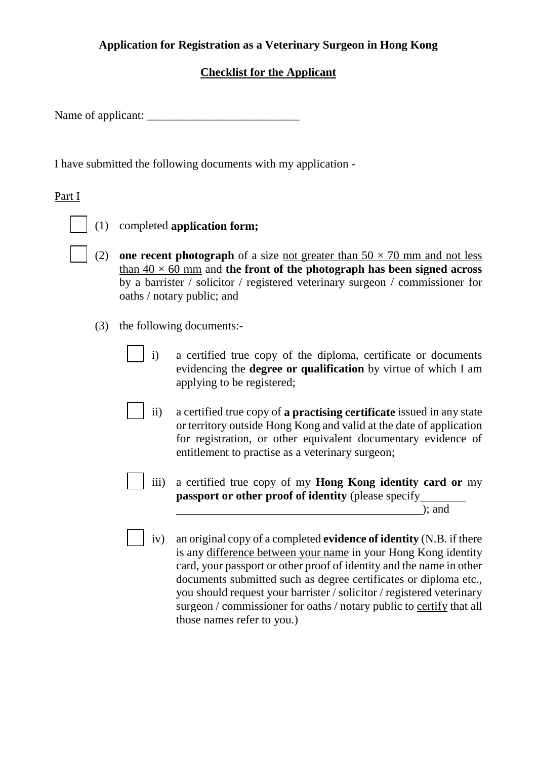**Application for Registration as a Veterinary Surgeon in Hong Kong**

**<u>Checklist for the Applicant</u>**

Name of applicant: ___________________________

I have submitted the following documents with my application -

<u>Part I</u>

☐ (1) completed **application form;**

☐ (2) **one recent photograph** of a size <u>not greater than 50 × 70 mm and not less than 40 × 60 mm</u> and **the front of the photograph has been signed across** by a barrister / solicitor / registered veterinary surgeon / commissioner for oaths / notary public; and

(3) the following documents:-

- ☐ i) a certified true copy of the diploma, certificate or documents evidencing the **degree or qualification** by virtue of which I am applying to be registered;

- ☐ ii) a certified true copy of **a practising certificate** issued in any state or territory outside Hong Kong and valid at the date of application for registration, or other equivalent documentary evidence of entitlement to practise as a veterinary surgeon;

- ☐ iii) a certified true copy of my **Hong Kong identity card or** my **passport or other proof of identity** (please specify________ ____________________________________________); and

- ☐ iv) an original copy of a completed **evidence of identity** (N.B. if there is any <u>difference between your name</u> in your Hong Kong identity card, your passport or other proof of identity and the name in other documents submitted such as degree certificates or diploma etc., you should request your barrister / solicitor / registered veterinary surgeon / commissioner for oaths / notary public to <u>certify</u> that all those names refer to you.)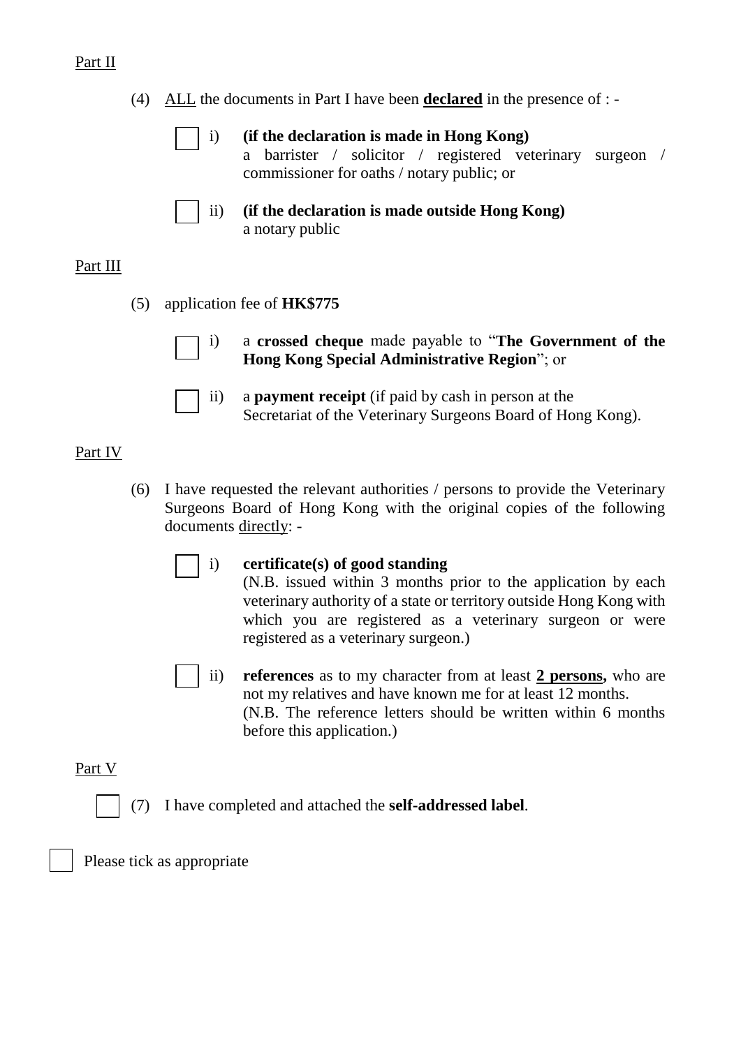Part II

(4) ALL the documents in Part I have been **declared** in the presence of : -

☐ i) **(if the declaration is made in Hong Kong)**
a barrister / solicitor / registered veterinary surgeon / commissioner for oaths / notary public; or

☐ ii) **(if the declaration is made outside Hong Kong)**
a notary public

Part III

(5) application fee of **HK$775**

☐ i) a **crossed cheque** made payable to "**The Government of the Hong Kong Special Administrative Region**"; or

☐ ii) a **payment receipt** (if paid by cash in person at the Secretariat of the Veterinary Surgeons Board of Hong Kong).

Part IV

(6) I have requested the relevant authorities / persons to provide the Veterinary Surgeons Board of Hong Kong with the original copies of the following documents directly: -

☐ i) **certificate(s) of good standing**
(N.B. issued within 3 months prior to the application by each veterinary authority of a state or territory outside Hong Kong with which you are registered as a veterinary surgeon or were registered as a veterinary surgeon.)

☐ ii) **references** as to my character from at least **2 persons,** who are not my relatives and have known me for at least 12 months.
(N.B. The reference letters should be written within 6 months before this application.)

Part V

☐ (7) I have completed and attached the **self-addressed label**.

☐ Please tick as appropriate